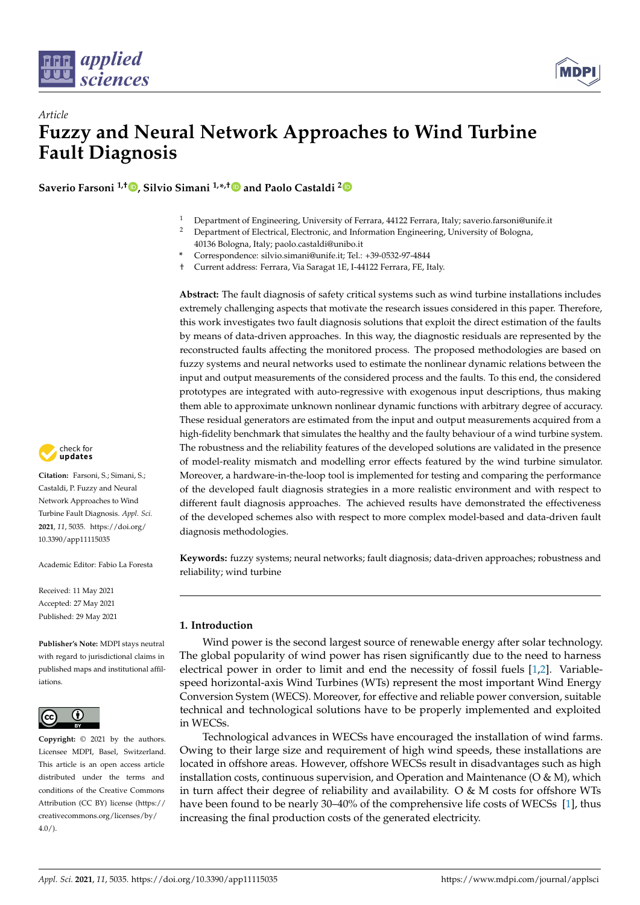*Article*

# Fuzzy and Neural Network Approaches to Wind Turbine Fault Diagnosis

**Saverio Farsoni [1,†], Silvio Simani [1,*,†] and Paolo Castaldi [2]**

[1] Department of Engineering, University of Ferrara, 44122 Ferrara, Italy; saverio.farsoni@unife.it
[2] Department of Electrical, Electronic, and Information Engineering, University of Bologna, 40136 Bologna, Italy; paolo.castaldi@unibo.it
\* Correspondence: silvio.simani@unife.it; Tel.: +39-0532-97-4844
† Current address: Ferrara, Via Saragat 1E, I-44122 Ferrara, FE, Italy.

**Abstract:** The fault diagnosis of safety critical systems such as wind turbine installations includes extremely challenging aspects that motivate the research issues considered in this paper. Therefore, this work investigates two fault diagnosis solutions that exploit the direct estimation of the faults by means of data-driven approaches. In this way, the diagnostic residuals are represented by the reconstructed faults affecting the monitored process. The proposed methodologies are based on fuzzy systems and neural networks used to estimate the nonlinear dynamic relations between the input and output measurements of the considered process and the faults. To this end, the considered prototypes are integrated with auto-regressive with exogenous input descriptions, thus making them able to approximate unknown nonlinear dynamic functions with arbitrary degree of accuracy. These residual generators are estimated from the input and output measurements acquired from a high-fidelity benchmark that simulates the healthy and the faulty behaviour of a wind turbine system. The robustness and the reliability features of the developed solutions are validated in the presence of model-reality mismatch and modelling error effects featured by the wind turbine simulator. Moreover, a hardware-in-the-loop tool is implemented for testing and comparing the performance of the developed fault diagnosis strategies in a more realistic environment and with respect to different fault diagnosis approaches. The achieved results have demonstrated the effectiveness of the developed schemes also with respect to more complex model-based and data-driven fault diagnosis methodologies.

**Keywords:** fuzzy systems; neural networks; fault diagnosis; data-driven approaches; robustness and reliability; wind turbine

**Citation:** Farsoni, S.; Simani, S.; Castaldi, P. Fuzzy and Neural Network Approaches to Wind Turbine Fault Diagnosis. *Appl. Sci.* **2021**, *11*, 5035. https://doi.org/10.3390/app11115035

Academic Editor: Fabio La Foresta

Received: 11 May 2021
Accepted: 27 May 2021
Published: 29 May 2021

**Publisher's Note:** MDPI stays neutral with regard to jurisdictional claims in published maps and institutional affiliations.

**Copyright:** © 2021 by the authors. Licensee MDPI, Basel, Switzerland. This article is an open access article distributed under the terms and conditions of the Creative Commons Attribution (CC BY) license (https://creativecommons.org/licenses/by/4.0/).

## 1. Introduction

Wind power is the second largest source of renewable energy after solar technology. The global popularity of wind power has risen significantly due to the need to harness electrical power in order to limit and end the necessity of fossil fuels [1,2]. Variable-speed horizontal-axis Wind Turbines (WTs) represent the most important Wind Energy Conversion System (WECS). Moreover, for effective and reliable power conversion, suitable technical and technological solutions have to be properly implemented and exploited in WECSs.

Technological advances in WECSs have encouraged the installation of wind farms. Owing to their large size and requirement of high wind speeds, these installations are located in offshore areas. However, offshore WECSs result in disadvantages such as high installation costs, continuous supervision, and Operation and Maintenance (O & M), which in turn affect their degree of reliability and availability. O & M costs for offshore WTs have been found to be nearly 30–40% of the comprehensive life costs of WECSs [1], thus increasing the final production costs of the generated electricity.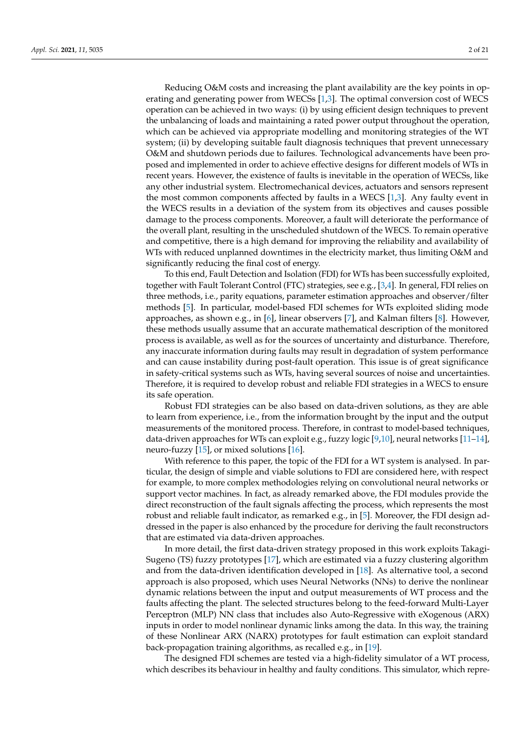Reducing O&M costs and increasing the plant availability are the key points in operating and generating power from WECSs [1,3]. The optimal conversion cost of WECS operation can be achieved in two ways: (i) by using efficient design techniques to prevent the unbalancing of loads and maintaining a rated power output throughout the operation, which can be achieved via appropriate modelling and monitoring strategies of the WT system; (ii) by developing suitable fault diagnosis techniques that prevent unnecessary O&M and shutdown periods due to failures. Technological advancements have been proposed and implemented in order to achieve effective designs for different models of WTs in recent years. However, the existence of faults is inevitable in the operation of WECSs, like any other industrial system. Electromechanical devices, actuators and sensors represent the most common components affected by faults in a WECS [1,3]. Any faulty event in the WECS results in a deviation of the system from its objectives and causes possible damage to the process components. Moreover, a fault will deteriorate the performance of the overall plant, resulting in the unscheduled shutdown of the WECS. To remain operative and competitive, there is a high demand for improving the reliability and availability of WTs with reduced unplanned downtimes in the electricity market, thus limiting O&M and significantly reducing the final cost of energy.

To this end, Fault Detection and Isolation (FDI) for WTs has been successfully exploited, together with Fault Tolerant Control (FTC) strategies, see e.g., [3,4]. In general, FDI relies on three methods, i.e., parity equations, parameter estimation approaches and observer/filter methods [5]. In particular, model-based FDI schemes for WTs exploited sliding mode approaches, as shown e.g., in [6], linear observers [7], and Kalman filters [8]. However, these methods usually assume that an accurate mathematical description of the monitored process is available, as well as for the sources of uncertainty and disturbance. Therefore, any inaccurate information during faults may result in degradation of system performance and can cause instability during post-fault operation. This issue is of great significance in safety-critical systems such as WTs, having several sources of noise and uncertainties. Therefore, it is required to develop robust and reliable FDI strategies in a WECS to ensure its safe operation.

Robust FDI strategies can be also based on data-driven solutions, as they are able to learn from experience, i.e., from the information brought by the input and the output measurements of the monitored process. Therefore, in contrast to model-based techniques, data-driven approaches for WTs can exploit e.g., fuzzy logic [9,10], neural networks [11–14], neuro-fuzzy [15], or mixed solutions [16].

With reference to this paper, the topic of the FDI for a WT system is analysed. In particular, the design of simple and viable solutions to FDI are considered here, with respect for example, to more complex methodologies relying on convolutional neural networks or support vector machines. In fact, as already remarked above, the FDI modules provide the direct reconstruction of the fault signals affecting the process, which represents the most robust and reliable fault indicator, as remarked e.g., in [5]. Moreover, the FDI design addressed in the paper is also enhanced by the procedure for deriving the fault reconstructors that are estimated via data-driven approaches.

In more detail, the first data-driven strategy proposed in this work exploits Takagi-Sugeno (TS) fuzzy prototypes [17], which are estimated via a fuzzy clustering algorithm and from the data-driven identification developed in [18]. As alternative tool, a second approach is also proposed, which uses Neural Networks (NNs) to derive the nonlinear dynamic relations between the input and output measurements of WT process and the faults affecting the plant. The selected structures belong to the feed-forward Multi-Layer Perceptron (MLP) NN class that includes also Auto-Regressive with eXogenous (ARX) inputs in order to model nonlinear dynamic links among the data. In this way, the training of these Nonlinear ARX (NARX) prototypes for fault estimation can exploit standard back-propagation training algorithms, as recalled e.g., in [19].

The designed FDI schemes are tested via a high-fidelity simulator of a WT process, which describes its behaviour in healthy and faulty conditions. This simulator, which repre-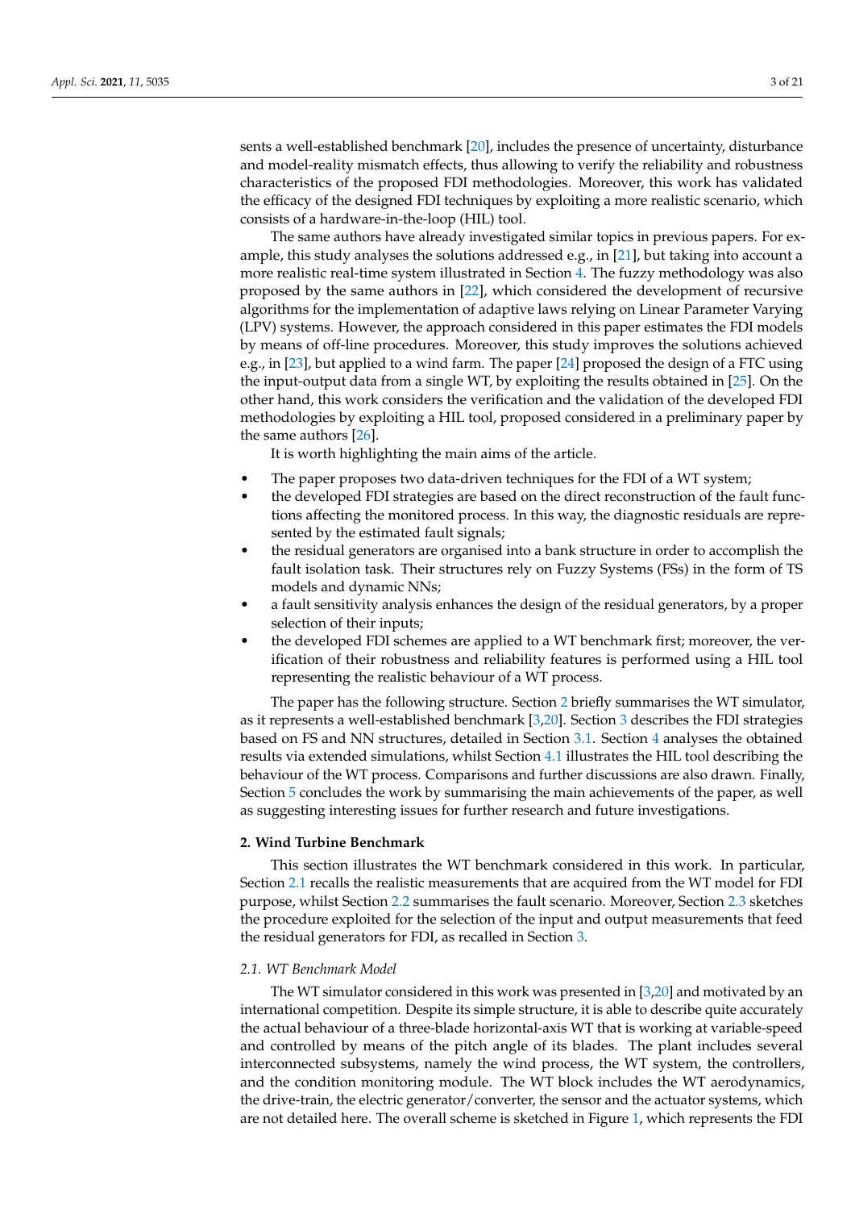sents a well-established benchmark [20], includes the presence of uncertainty, disturbance and model-reality mismatch effects, thus allowing to verify the reliability and robustness characteristics of the proposed FDI methodologies. Moreover, this work has validated the efficacy of the designed FDI techniques by exploiting a more realistic scenario, which consists of a hardware-in-the-loop (HIL) tool.

The same authors have already investigated similar topics in previous papers. For example, this study analyses the solutions addressed e.g., in [21], but taking into account a more realistic real-time system illustrated in Section 4. The fuzzy methodology was also proposed by the same authors in [22], which considered the development of recursive algorithms for the implementation of adaptive laws relying on Linear Parameter Varying (LPV) systems. However, the approach considered in this paper estimates the FDI models by means of off-line procedures. Moreover, this study improves the solutions achieved e.g., in [23], but applied to a wind farm. The paper [24] proposed the design of a FTC using the input-output data from a single WT, by exploiting the results obtained in [25]. On the other hand, this work considers the verification and the validation of the developed FDI methodologies by exploiting a HIL tool, proposed considered in a preliminary paper by the same authors [26].

It is worth highlighting the main aims of the article.

- The paper proposes two data-driven techniques for the FDI of a WT system;
- the developed FDI strategies are based on the direct reconstruction of the fault functions affecting the monitored process. In this way, the diagnostic residuals are represented by the estimated fault signals;
- the residual generators are organised into a bank structure in order to accomplish the fault isolation task. Their structures rely on Fuzzy Systems (FSs) in the form of TS models and dynamic NNs;
- a fault sensitivity analysis enhances the design of the residual generators, by a proper selection of their inputs;
- the developed FDI schemes are applied to a WT benchmark first; moreover, the verification of their robustness and reliability features is performed using a HIL tool representing the realistic behaviour of a WT process.

The paper has the following structure. Section 2 briefly summarises the WT simulator, as it represents a well-established benchmark [3,20]. Section 3 describes the FDI strategies based on FS and NN structures, detailed in Section 3.1. Section 4 analyses the obtained results via extended simulations, whilst Section 4.1 illustrates the HIL tool describing the behaviour of the WT process. Comparisons and further discussions are also drawn. Finally, Section 5 concludes the work by summarising the main achievements of the paper, as well as suggesting interesting issues for further research and future investigations.

## 2. Wind Turbine Benchmark

This section illustrates the WT benchmark considered in this work. In particular, Section 2.1 recalls the realistic measurements that are acquired from the WT model for FDI purpose, whilst Section 2.2 summarises the fault scenario. Moreover, Section 2.3 sketches the procedure exploited for the selection of the input and output measurements that feed the residual generators for FDI, as recalled in Section 3.

### *2.1. WT Benchmark Model*

The WT simulator considered in this work was presented in [3,20] and motivated by an international competition. Despite its simple structure, it is able to describe quite accurately the actual behaviour of a three-blade horizontal-axis WT that is working at variable-speed and controlled by means of the pitch angle of its blades. The plant includes several interconnected subsystems, namely the wind process, the WT system, the controllers, and the condition monitoring module. The WT block includes the WT aerodynamics, the drive-train, the electric generator/converter, the sensor and the actuator systems, which are not detailed here. The overall scheme is sketched in Figure 1, which represents the FDI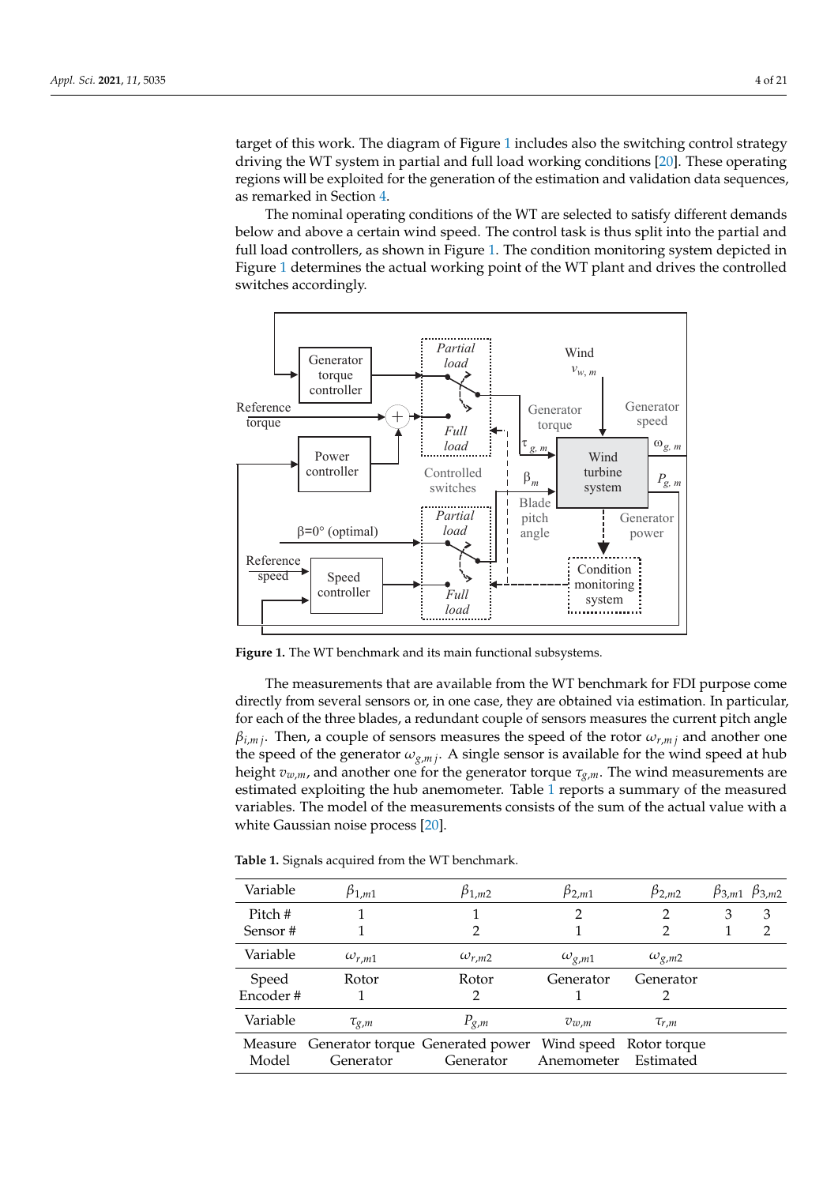target of this work. The diagram of Figure 1 includes also the switching control strategy driving the WT system in partial and full load working conditions [20]. These operating regions will be exploited for the generation of the estimation and validation data sequences, as remarked in Section 4.

The nominal operating conditions of the WT are selected to satisfy different demands below and above a certain wind speed. The control task is thus split into the partial and full load controllers, as shown in Figure 1. The condition monitoring system depicted in Figure 1 determines the actual working point of the WT plant and drives the controlled switches accordingly.

**Figure 1.** The WT benchmark and its main functional subsystems.

The measurements that are available from the WT benchmark for FDI purpose come directly from several sensors or, in one case, they are obtained via estimation. In particular, for each of the three blades, a redundant couple of sensors measures the current pitch angle $\beta_{i,m\,j}$. Then, a couple of sensors measures the speed of the rotor $\omega_{r,m\,j}$ and another one the speed of the generator $\omega_{g,m\,j}$. A single sensor is available for the wind speed at hub height $v_{w,m}$, and another one for the generator torque $\tau_{g,m}$. The wind measurements are estimated exploiting the hub anemometer. Table 1 reports a summary of the measured variables. The model of the measurements consists of the sum of the actual value with a white Gaussian noise process [20].

**Table 1.** Signals acquired from the WT benchmark.

| Variable | $\beta_{1,m1}$ | $\beta_{1,m2}$ | $\beta_{2,m1}$ | $\beta_{2,m2}$ | $\beta_{3,m1}$ | $\beta_{3,m2}$ |
|---|---|---|---|---|---|---|
| Pitch # <br> Sensor # | 1 <br> 1 | 1 <br> 2 | 2 <br> 1 | 2 <br> 2 | 3 <br> 1 | 3 <br> 2 |
| Variable | $\omega_{r,m1}$ | $\omega_{r,m2}$ | $\omega_{g,m1}$ | $\omega_{g,m2}$ | | |
| Speed <br> Encoder # | Rotor <br> 1 | Rotor <br> 2 | Generator <br> 1 | Generator <br> 2 | | |
| Variable | $\tau_{g,m}$ | $P_{g,m}$ | $v_{w,m}$ | $\tau_{r,m}$ | | |
| Measure <br> Model | Generator torque <br> Generator | Generated power <br> Generator | Wind speed <br> Anemometer | Rotor torque <br> Estimated | | |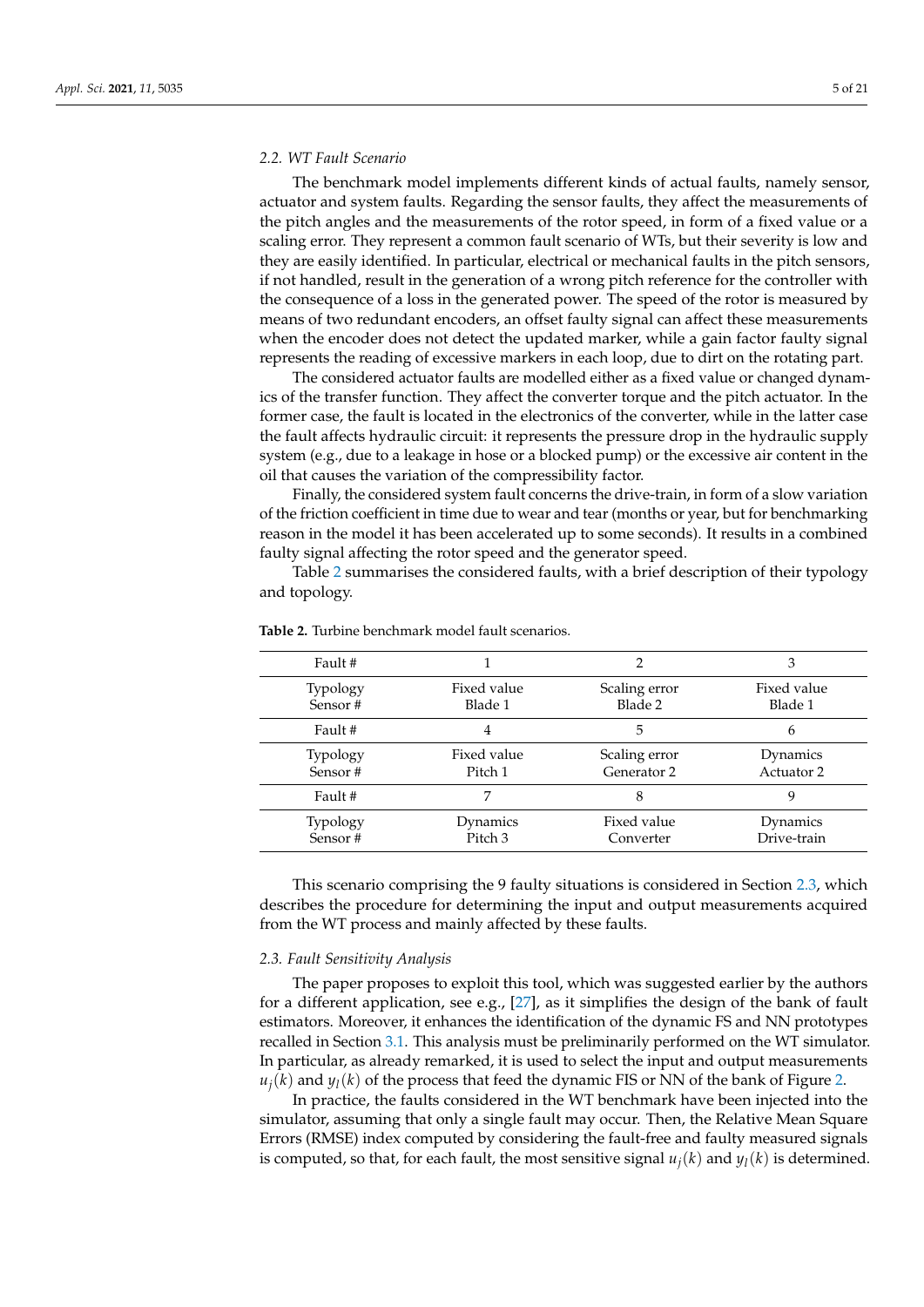### 2.2. WT Fault Scenario

The benchmark model implements different kinds of actual faults, namely sensor, actuator and system faults. Regarding the sensor faults, they affect the measurements of the pitch angles and the measurements of the rotor speed, in form of a fixed value or a scaling error. They represent a common fault scenario of WTs, but their severity is low and they are easily identified. In particular, electrical or mechanical faults in the pitch sensors, if not handled, result in the generation of a wrong pitch reference for the controller with the consequence of a loss in the generated power. The speed of the rotor is measured by means of two redundant encoders, an offset faulty signal can affect these measurements when the encoder does not detect the updated marker, while a gain factor faulty signal represents the reading of excessive markers in each loop, due to dirt on the rotating part.

The considered actuator faults are modelled either as a fixed value or changed dynamics of the transfer function. They affect the converter torque and the pitch actuator. In the former case, the fault is located in the electronics of the converter, while in the latter case the fault affects hydraulic circuit: it represents the pressure drop in the hydraulic supply system (e.g., due to a leakage in hose or a blocked pump) or the excessive air content in the oil that causes the variation of the compressibility factor.

Finally, the considered system fault concerns the drive-train, in form of a slow variation of the friction coefficient in time due to wear and tear (months or year, but for benchmarking reason in the model it has been accelerated up to some seconds). It results in a combined faulty signal affecting the rotor speed and the generator speed.

Table 2 summarises the considered faults, with a brief description of their typology and topology.

**Table 2.** Turbine benchmark model fault scenarios.

| Fault # | 1 | 2 | 3 |
|---|---|---|---|
| Typology<br>Sensor # | Fixed value<br>Blade 1 | Scaling error<br>Blade 2 | Fixed value<br>Blade 1 |
| Fault # | 4 | 5 | 6 |
| Typology<br>Sensor # | Fixed value<br>Pitch 1 | Scaling error<br>Generator 2 | Dynamics<br>Actuator 2 |
| Fault # | 7 | 8 | 9 |
| Typology<br>Sensor # | Dynamics<br>Pitch 3 | Fixed value<br>Converter | Dynamics<br>Drive-train |

This scenario comprising the 9 faulty situations is considered in Section 2.3, which describes the procedure for determining the input and output measurements acquired from the WT process and mainly affected by these faults.

### 2.3. Fault Sensitivity Analysis

The paper proposes to exploit this tool, which was suggested earlier by the authors for a different application, see e.g., [27], as it simplifies the design of the bank of fault estimators. Moreover, it enhances the identification of the dynamic FS and NN prototypes recalled in Section 3.1. This analysis must be preliminarily performed on the WT simulator. In particular, as already remarked, it is used to select the input and output measurements $u_j(k)$ and $y_l(k)$ of the process that feed the dynamic FIS or NN of the bank of Figure 2.

In practice, the faults considered in the WT benchmark have been injected into the simulator, assuming that only a single fault may occur. Then, the Relative Mean Square Errors (RMSE) index computed by considering the fault-free and faulty measured signals is computed, so that, for each fault, the most sensitive signal $u_j(k)$ and $y_l(k)$ is determined.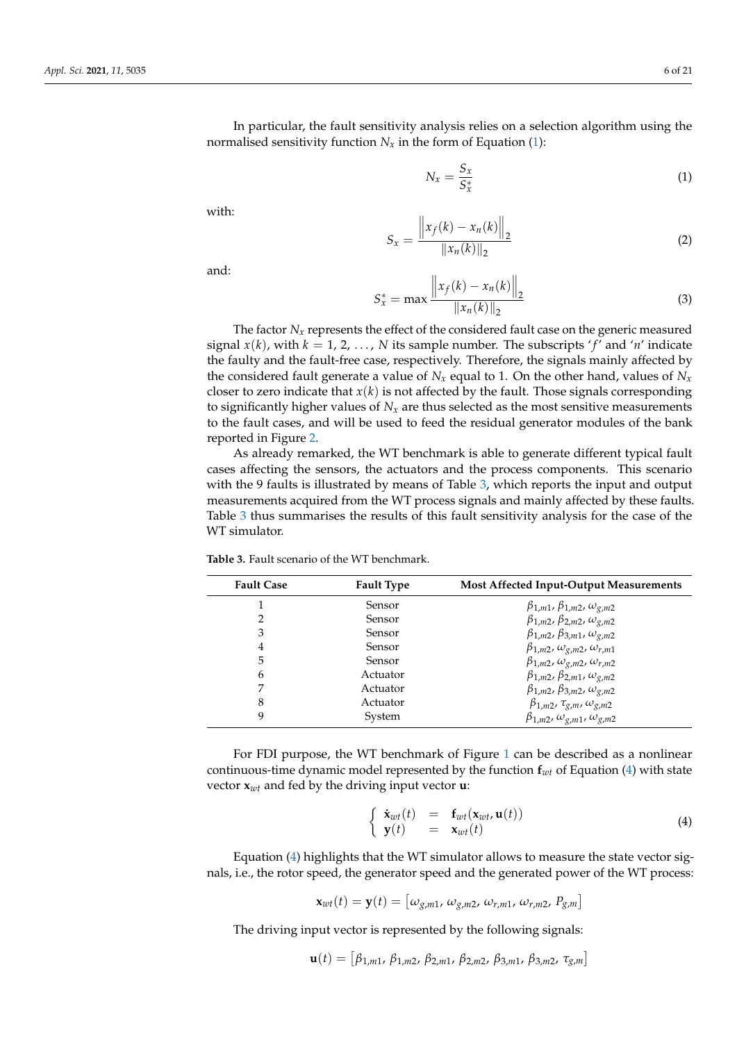In particular, the fault sensitivity analysis relies on a selection algorithm using the normalised sensitivity function $N_x$ in the form of Equation (1):

$$N_x = \frac{S_x}{S_x^*} \tag{1}$$

with:

$$S_x = \frac{\left\| x_f(k) - x_n(k) \right\|_2}{\| x_n(k) \|_2} \tag{2}$$

and:

$$S_x^* = \max \frac{\left\| x_f(k) - x_n(k) \right\|_2}{\| x_n(k) \|_2} \tag{3}$$

The factor $N_x$ represents the effect of the considered fault case on the generic measured signal $x(k)$, with $k = 1, 2, \ldots, N$ its sample number. The subscripts '$f$' and '$n$' indicate the faulty and the fault-free case, respectively. Therefore, the signals mainly affected by the considered fault generate a value of $N_x$ equal to 1. On the other hand, values of $N_x$ closer to zero indicate that $x(k)$ is not affected by the fault. Those signals corresponding to significantly higher values of $N_x$ are thus selected as the most sensitive measurements to the fault cases, and will be used to feed the residual generator modules of the bank reported in Figure 2.

As already remarked, the WT benchmark is able to generate different typical fault cases affecting the sensors, the actuators and the process components. This scenario with the 9 faults is illustrated by means of Table 3, which reports the input and output measurements acquired from the WT process signals and mainly affected by these faults. Table 3 thus summarises the results of this fault sensitivity analysis for the case of the WT simulator.

**Table 3.** Fault scenario of the WT benchmark.

| Fault Case | Fault Type | Most Affected Input-Output Measurements |
|---|---|---|
| 1 | Sensor | $\beta_{1,m1}$, $\beta_{1,m2}$, $\omega_{g,m2}$ |
| 2 | Sensor | $\beta_{1,m2}$, $\beta_{2,m2}$, $\omega_{g,m2}$ |
| 3 | Sensor | $\beta_{1,m2}$, $\beta_{3,m1}$, $\omega_{g,m2}$ |
| 4 | Sensor | $\beta_{1,m2}$, $\omega_{g,m2}$, $\omega_{r,m1}$ |
| 5 | Sensor | $\beta_{1,m2}$, $\omega_{g,m2}$, $\omega_{r,m2}$ |
| 6 | Actuator | $\beta_{1,m2}$, $\beta_{2,m1}$, $\omega_{g,m2}$ |
| 7 | Actuator | $\beta_{1,m2}$, $\beta_{3,m2}$, $\omega_{g,m2}$ |
| 8 | Actuator | $\beta_{1,m2}$, $\tau_{g,m}$, $\omega_{g,m2}$ |
| 9 | System | $\beta_{1,m2}$, $\omega_{g,m1}$, $\omega_{g,m2}$ |

For FDI purpose, the WT benchmark of Figure 1 can be described as a nonlinear continuous-time dynamic model represented by the function $\mathbf{f}_{wt}$ of Equation (4) with state vector $\mathbf{x}_{wt}$ and fed by the driving input vector $\mathbf{u}$:

$$\begin{cases} \dot{\mathbf{x}}_{wt}(t) &= \mathbf{f}_{wt}(\mathbf{x}_{wt}, \mathbf{u}(t)) \\ \mathbf{y}(t) &= \mathbf{x}_{wt}(t) \end{cases} \tag{4}$$

Equation (4) highlights that the WT simulator allows to measure the state vector signals, i.e., the rotor speed, the generator speed and the generated power of the WT process:

$$\mathbf{x}_{wt}(t) = \mathbf{y}(t) = \left[ \omega_{g,m1},\ \omega_{g,m2},\ \omega_{r,m1},\ \omega_{r,m2},\ P_{g,m} \right]$$

The driving input vector is represented by the following signals:

$$\mathbf{u}(t) = \left[ \beta_{1,m1},\ \beta_{1,m2},\ \beta_{2,m1},\ \beta_{2,m2},\ \beta_{3,m1},\ \beta_{3,m2},\ \tau_{g,m} \right]$$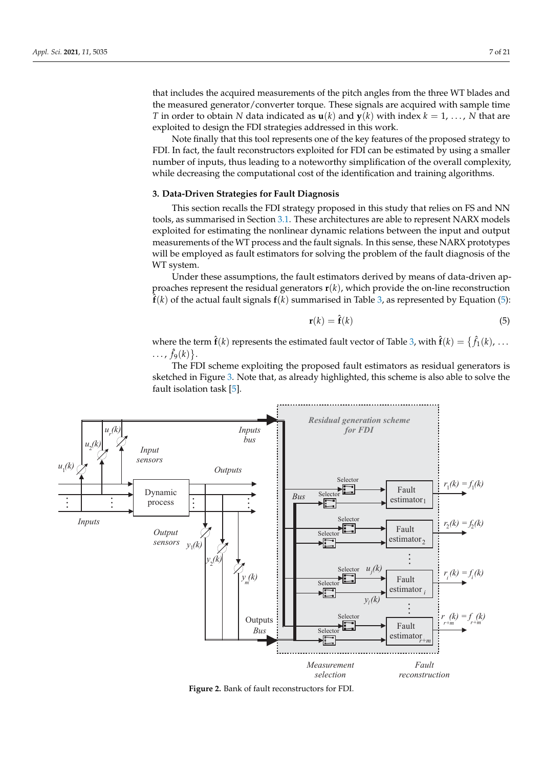that includes the acquired measurements of the pitch angles from the three WT blades and the measured generator/converter torque. These signals are acquired with sample time $T$ in order to obtain $N$ data indicated as $\mathbf{u}(k)$ and $\mathbf{y}(k)$ with index $k = 1, \ldots, N$ that are exploited to design the FDI strategies addressed in this work.

Note finally that this tool represents one of the key features of the proposed strategy to FDI. In fact, the fault reconstructors exploited for FDI can be estimated by using a smaller number of inputs, thus leading to a noteworthy simplification of the overall complexity, while decreasing the computational cost of the identification and training algorithms.

## 3. Data-Driven Strategies for Fault Diagnosis

This section recalls the FDI strategy proposed in this study that relies on FS and NN tools, as summarised in Section 3.1. These architectures are able to represent NARX models exploited for estimating the nonlinear dynamic relations between the input and output measurements of the WT process and the fault signals. In this sense, these NARX prototypes will be employed as fault estimators for solving the problem of the fault diagnosis of the WT system.

Under these assumptions, the fault estimators derived by means of data-driven approaches represent the residual generators $\mathbf{r}(k)$, which provide the on-line reconstruction $\hat{\mathbf{f}}(k)$ of the actual fault signals $\mathbf{f}(k)$ summarised in Table 3, as represented by Equation (5):

$$\mathbf{r}(k) = \hat{\mathbf{f}}(k) \tag{5}$$

where the term $\hat{\mathbf{f}}(k)$ represents the estimated fault vector of Table 3, with $\hat{\mathbf{f}}(k) = \{\hat{f}_1(k), \ldots, \hat{f}_9(k)\}$.

The FDI scheme exploiting the proposed fault estimators as residual generators is sketched in Figure 3. Note that, as already highlighted, this scheme is also able to solve the fault isolation task [5].

**Figure 2.** Bank of fault reconstructors for FDI.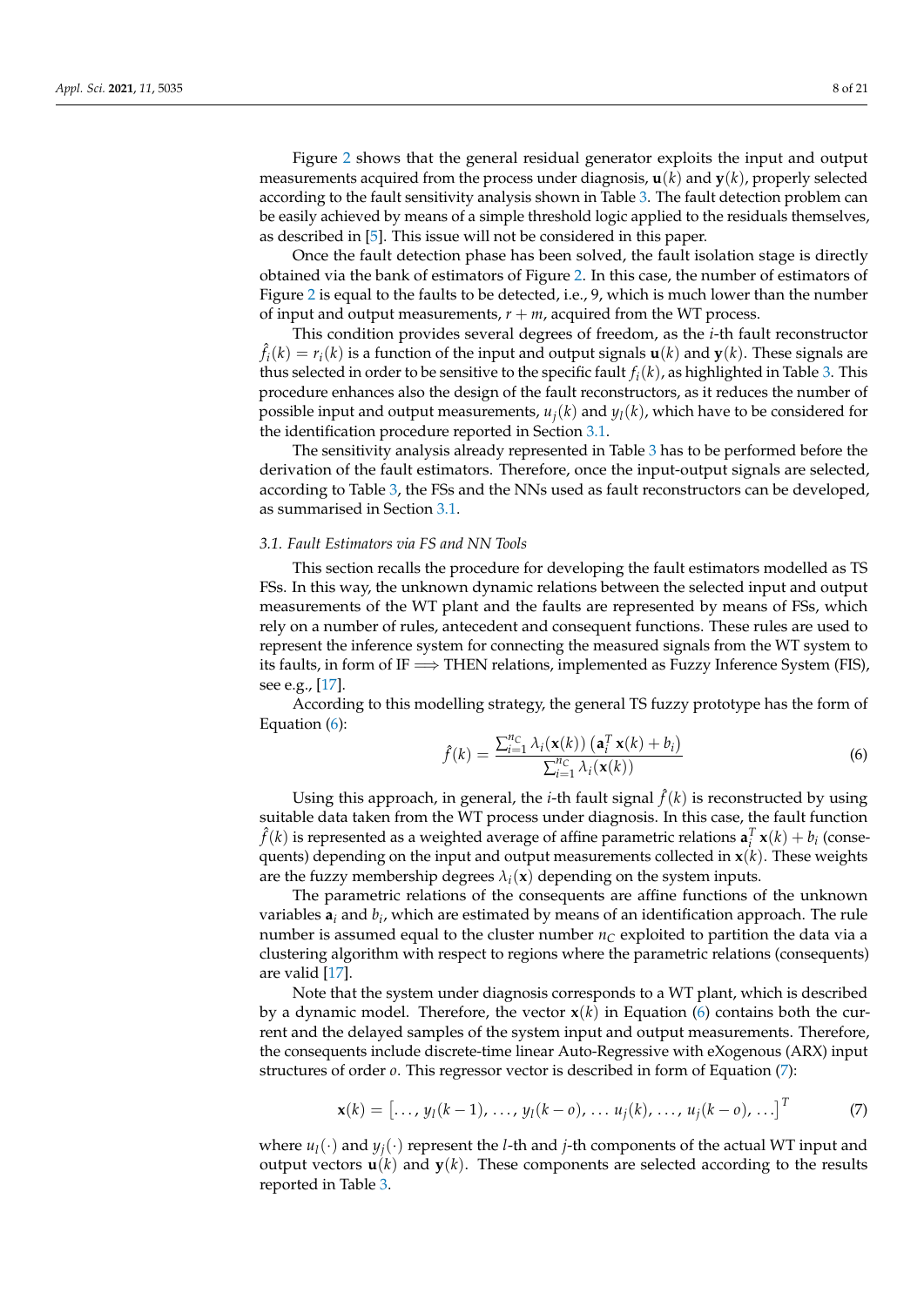Figure 2 shows that the general residual generator exploits the input and output measurements acquired from the process under diagnosis, $\mathbf{u}(k)$ and $\mathbf{y}(k)$, properly selected according to the fault sensitivity analysis shown in Table 3. The fault detection problem can be easily achieved by means of a simple threshold logic applied to the residuals themselves, as described in [5]. This issue will not be considered in this paper.

Once the fault detection phase has been solved, the fault isolation stage is directly obtained via the bank of estimators of Figure 2. In this case, the number of estimators of Figure 2 is equal to the faults to be detected, i.e., 9, which is much lower than the number of input and output measurements, $r + m$, acquired from the WT process.

This condition provides several degrees of freedom, as the $i$-th fault reconstructor $\hat{f}_i(k) = r_i(k)$ is a function of the input and output signals $\mathbf{u}(k)$ and $\mathbf{y}(k)$. These signals are thus selected in order to be sensitive to the specific fault $f_i(k)$, as highlighted in Table 3. This procedure enhances also the design of the fault reconstructors, as it reduces the number of possible input and output measurements, $u_j(k)$ and $y_l(k)$, which have to be considered for the identification procedure reported in Section 3.1.

The sensitivity analysis already represented in Table 3 has to be performed before the derivation of the fault estimators. Therefore, once the input-output signals are selected, according to Table 3, the FSs and the NNs used as fault reconstructors can be developed, as summarised in Section 3.1.

### *3.1. Fault Estimators via FS and NN Tools*

This section recalls the procedure for developing the fault estimators modelled as TS FSs. In this way, the unknown dynamic relations between the selected input and output measurements of the WT plant and the faults are represented by means of FSs, which rely on a number of rules, antecedent and consequent functions. These rules are used to represent the inference system for connecting the measured signals from the WT system to its faults, in form of IF $\Longrightarrow$ THEN relations, implemented as Fuzzy Inference System (FIS), see e.g., [17].

According to this modelling strategy, the general TS fuzzy prototype has the form of Equation (6):

$$\hat{f}(k) = \frac{\sum_{i=1}^{n_C} \lambda_i(\mathbf{x}(k)) \left(\mathbf{a}_i^T \mathbf{x}(k) + b_i\right)}{\sum_{i=1}^{n_C} \lambda_i(\mathbf{x}(k))} \tag{6}$$

Using this approach, in general, the $i$-th fault signal $\hat{f}(k)$ is reconstructed by using suitable data taken from the WT process under diagnosis. In this case, the fault function $\hat{f}(k)$ is represented as a weighted average of affine parametric relations $\mathbf{a}_i^T \mathbf{x}(k) + b_i$ (consequents) depending on the input and output measurements collected in $\mathbf{x}(k)$. These weights are the fuzzy membership degrees $\lambda_i(\mathbf{x})$ depending on the system inputs.

The parametric relations of the consequents are affine functions of the unknown variables $\mathbf{a}_i$ and $b_i$, which are estimated by means of an identification approach. The rule number is assumed equal to the cluster number $n_C$ exploited to partition the data via a clustering algorithm with respect to regions where the parametric relations (consequents) are valid [17].

Note that the system under diagnosis corresponds to a WT plant, which is described by a dynamic model. Therefore, the vector $\mathbf{x}(k)$ in Equation (6) contains both the current and the delayed samples of the system input and output measurements. Therefore, the consequents include discrete-time linear Auto-Regressive with eXogenous (ARX) input structures of order $o$. This regressor vector is described in form of Equation (7):

$$\mathbf{x}(k) = \left[\ldots, y_l(k-1), \ldots, y_l(k-o), \ldots u_j(k), \ldots, u_j(k-o), \ldots\right]^T \tag{7}$$

where $u_l(\cdot)$ and $y_j(\cdot)$ represent the $l$-th and $j$-th components of the actual WT input and output vectors $\mathbf{u}(k)$ and $\mathbf{y}(k)$. These components are selected according to the results reported in Table 3.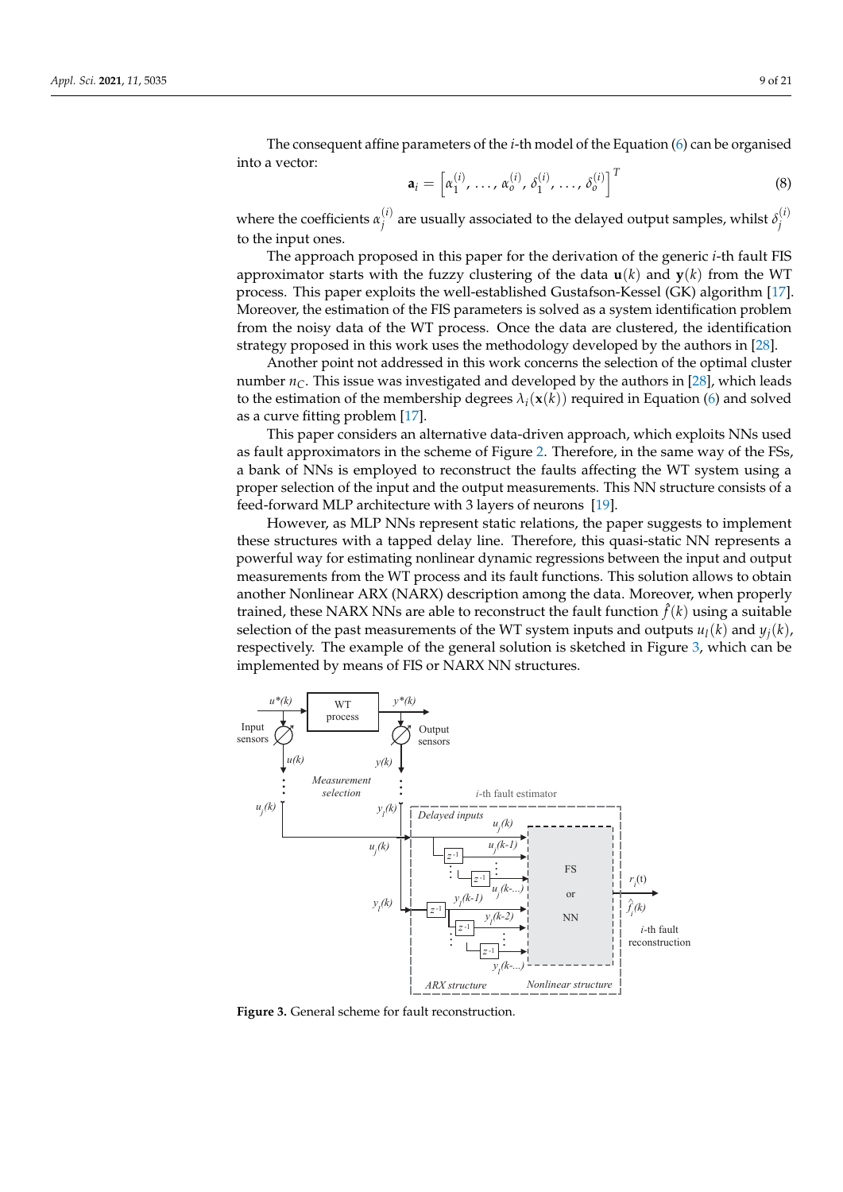The consequent affine parameters of the $i$-th model of the Equation (6) can be organised into a vector:

$$\mathbf{a}_i = \left[\alpha_1^{(i)}, \ldots, \alpha_o^{(i)}, \delta_1^{(i)}, \ldots, \delta_o^{(i)}\right]^T \tag{8}$$

where the coefficients $\alpha_j^{(i)}$ are usually associated to the delayed output samples, whilst $\delta_j^{(i)}$ to the input ones.

The approach proposed in this paper for the derivation of the generic $i$-th fault FIS approximator starts with the fuzzy clustering of the data $\mathbf{u}(k)$ and $\mathbf{y}(k)$ from the WT process. This paper exploits the well-established Gustafson-Kessel (GK) algorithm [17]. Moreover, the estimation of the FIS parameters is solved as a system identification problem from the noisy data of the WT process. Once the data are clustered, the identification strategy proposed in this work uses the methodology developed by the authors in [28].

Another point not addressed in this work concerns the selection of the optimal cluster number $n_C$. This issue was investigated and developed by the authors in [28], which leads to the estimation of the membership degrees $\lambda_i(\mathbf{x}(k))$ required in Equation (6) and solved as a curve fitting problem [17].

This paper considers an alternative data-driven approach, which exploits NNs used as fault approximators in the scheme of Figure 2. Therefore, in the same way of the FSs, a bank of NNs is employed to reconstruct the faults affecting the WT system using a proper selection of the input and the output measurements. This NN structure consists of a feed-forward MLP architecture with 3 layers of neurons [19].

However, as MLP NNs represent static relations, the paper suggests to implement these structures with a tapped delay line. Therefore, this quasi-static NN represents a powerful way for estimating nonlinear dynamic regressions between the input and output measurements from the WT process and its fault functions. This solution allows to obtain another Nonlinear ARX (NARX) description among the data. Moreover, when properly trained, these NARX NNs are able to reconstruct the fault function $\hat{f}(k)$ using a suitable selection of the past measurements of the WT system inputs and outputs $u_l(k)$ and $y_j(k)$, respectively. The example of the general solution is sketched in Figure 3, which can be implemented by means of FIS or NARX NN structures.

**Figure 3.** General scheme for fault reconstruction.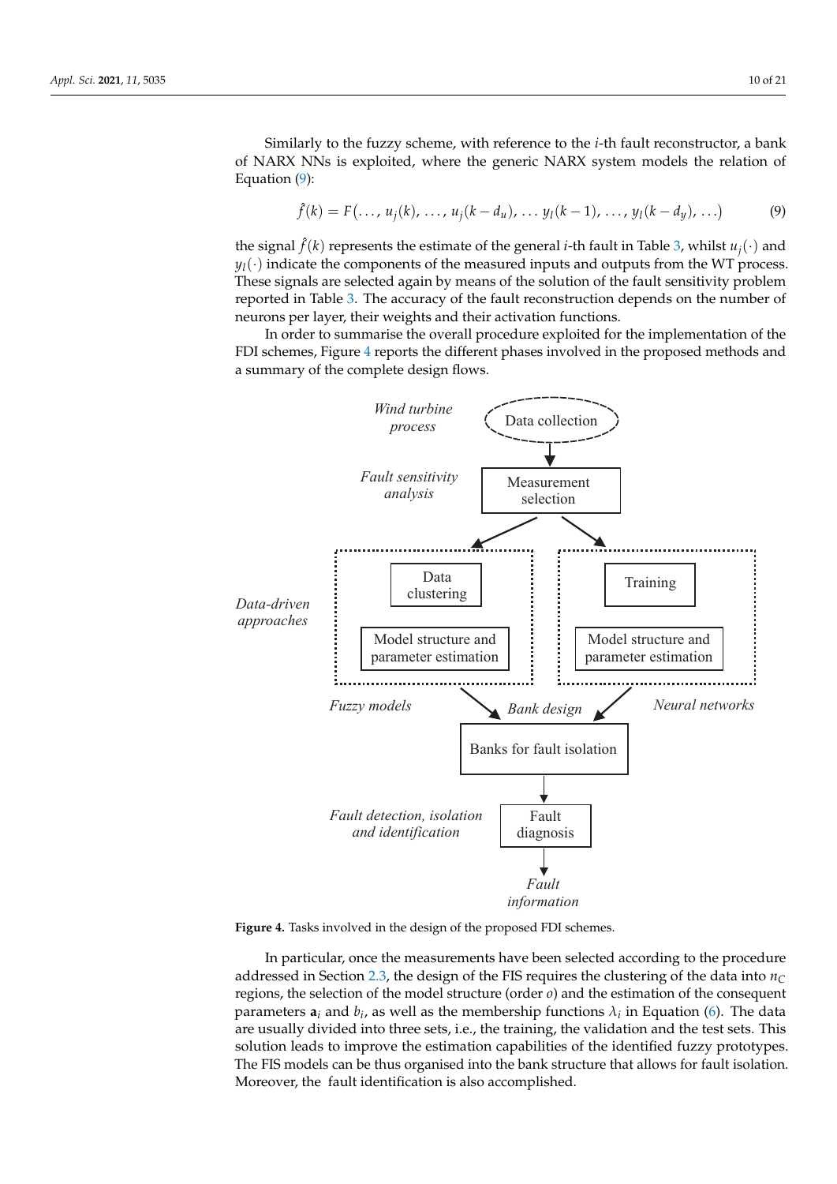Similarly to the fuzzy scheme, with reference to the $i$-th fault reconstructor, a bank of NARX NNs is exploited, where the generic NARX system models the relation of Equation (9):

$$\hat{f}(k) = F(\ldots, u_j(k), \ldots, u_j(k - d_u), \ldots y_l(k-1), \ldots, y_l(k - d_y), \ldots) \quad (9)$$

the signal $\hat{f}(k)$ represents the estimate of the general $i$-th fault in Table 3, whilst $u_j(\cdot)$ and $y_l(\cdot)$ indicate the components of the measured inputs and outputs from the WT process. These signals are selected again by means of the solution of the fault sensitivity problem reported in Table 3. The accuracy of the fault reconstruction depends on the number of neurons per layer, their weights and their activation functions.

In order to summarise the overall procedure exploited for the implementation of the FDI schemes, Figure 4 reports the different phases involved in the proposed methods and a summary of the complete design flows.

**Figure 4.** Tasks involved in the design of the proposed FDI schemes.

In particular, once the measurements have been selected according to the procedure addressed in Section 2.3, the design of the FIS requires the clustering of the data into $n_C$ regions, the selection of the model structure (order $o$) and the estimation of the consequent parameters $\mathbf{a}_i$ and $b_i$, as well as the membership functions $\lambda_i$ in Equation (6). The data are usually divided into three sets, i.e., the training, the validation and the test sets. This solution leads to improve the estimation capabilities of the identified fuzzy prototypes. The FIS models can be thus organised into the bank structure that allows for fault isolation. Moreover, the fault identification is also accomplished.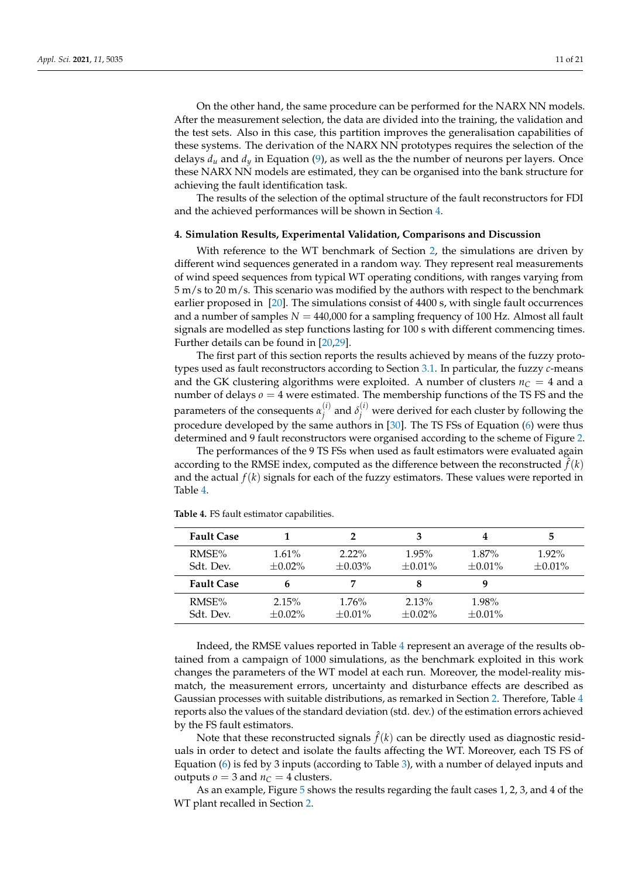On the other hand, the same procedure can be performed for the NARX NN models. After the measurement selection, the data are divided into the training, the validation and the test sets. Also in this case, this partition improves the generalisation capabilities of these systems. The derivation of the NARX NN prototypes requires the selection of the delays $d_u$ and $d_y$ in Equation (9), as well as the the number of neurons per layers. Once these NARX NN models are estimated, they can be organised into the bank structure for achieving the fault identification task.

The results of the selection of the optimal structure of the fault reconstructors for FDI and the achieved performances will be shown in Section 4.

## 4. Simulation Results, Experimental Validation, Comparisons and Discussion

With reference to the WT benchmark of Section 2, the simulations are driven by different wind sequences generated in a random way. They represent real measurements of wind speed sequences from typical WT operating conditions, with ranges varying from 5 m/s to 20 m/s. This scenario was modified by the authors with respect to the benchmark earlier proposed in [20]. The simulations consist of 4400 s, with single fault occurrences and a number of samples $N = 440{,}000$ for a sampling frequency of 100 Hz. Almost all fault signals are modelled as step functions lasting for 100 s with different commencing times. Further details can be found in [20,29].

The first part of this section reports the results achieved by means of the fuzzy prototypes used as fault reconstructors according to Section 3.1. In particular, the fuzzy $c$-means and the GK clustering algorithms were exploited. A number of clusters $n_C = 4$ and a number of delays $o = 4$ were estimated. The membership functions of the TS FS and the parameters of the consequents $\alpha_j^{(i)}$ and $\delta_j^{(i)}$ were derived for each cluster by following the procedure developed by the same authors in [30]. The TS FSs of Equation (6) were thus determined and 9 fault reconstructors were organised according to the scheme of Figure 2.

The performances of the 9 TS FSs when used as fault estimators were evaluated again according to the RMSE index, computed as the difference between the reconstructed $\hat{f}(k)$ and the actual $f(k)$ signals for each of the fuzzy estimators. These values were reported in Table 4.

**Table 4.** FS fault estimator capabilities.

| **Fault Case** | **1** | **2** | **3** | **4** | **5** |
|---|---|---|---|---|---|
| RMSE% | 1.61% | 2.22% | 1.95% | 1.87% | 1.92% |
| Sdt. Dev. | ±0.02% | ±0.03% | ±0.01% | ±0.01% | ±0.01% |
| **Fault Case** | **6** | **7** | **8** | **9** | |
| RMSE% | 2.15% | 1.76% | 2.13% | 1.98% | |
| Sdt. Dev. | ±0.02% | ±0.01% | ±0.02% | ±0.01% | |

Indeed, the RMSE values reported in Table 4 represent an average of the results obtained from a campaign of 1000 simulations, as the benchmark exploited in this work changes the parameters of the WT model at each run. Moreover, the model-reality mismatch, the measurement errors, uncertainty and disturbance effects are described as Gaussian processes with suitable distributions, as remarked in Section 2. Therefore, Table 4 reports also the values of the standard deviation (std. dev.) of the estimation errors achieved by the FS fault estimators.

Note that these reconstructed signals $\hat{f}(k)$ can be directly used as diagnostic residuals in order to detect and isolate the faults affecting the WT. Moreover, each TS FS of Equation (6) is fed by 3 inputs (according to Table 3), with a number of delayed inputs and outputs $o = 3$ and $n_C = 4$ clusters.

As an example, Figure 5 shows the results regarding the fault cases 1, 2, 3, and 4 of the WT plant recalled in Section 2.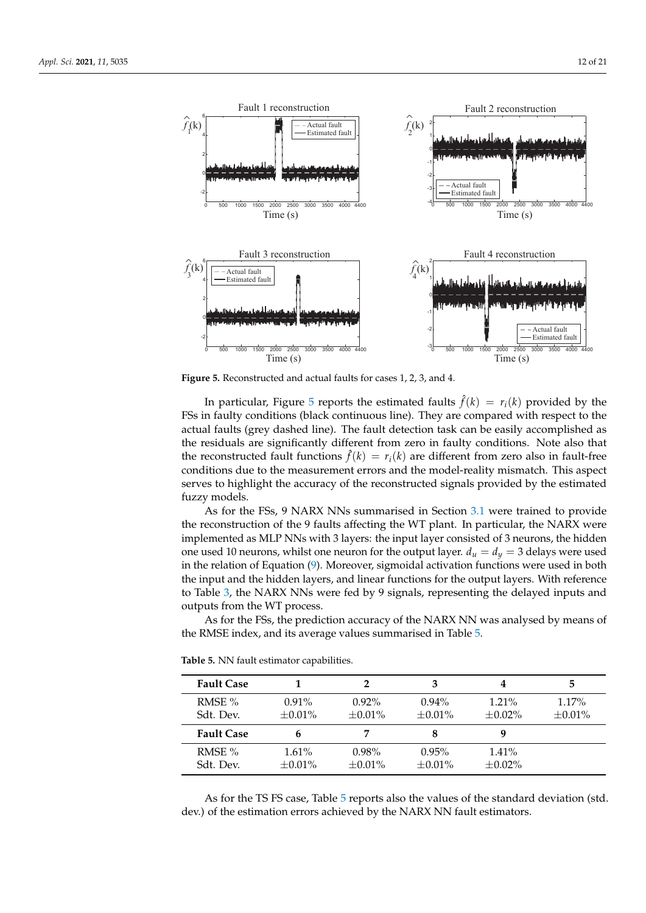**Figure 5.** Reconstructed and actual faults for cases 1, 2, 3, and 4.

In particular, Figure 5 reports the estimated faults $\hat{f}(k) = r_i(k)$ provided by the FSs in faulty conditions (black continuous line). They are compared with respect to the actual faults (grey dashed line). The fault detection task can be easily accomplished as the residuals are significantly different from zero in faulty conditions. Note also that the reconstructed fault functions $\hat{f}(k) = r_i(k)$ are different from zero also in fault-free conditions due to the measurement errors and the model-reality mismatch. This aspect serves to highlight the accuracy of the reconstructed signals provided by the estimated fuzzy models.

As for the FSs, 9 NARX NNs summarised in Section 3.1 were trained to provide the reconstruction of the 9 faults affecting the WT plant. In particular, the NARX were implemented as MLP NNs with 3 layers: the input layer consisted of 3 neurons, the hidden one used 10 neurons, whilst one neuron for the output layer. $d_u = d_y = 3$ delays were used in the relation of Equation (9). Moreover, sigmoidal activation functions were used in both the input and the hidden layers, and linear functions for the output layers. With reference to Table 3, the NARX NNs were fed by 9 signals, representing the delayed inputs and outputs from the WT process.

As for the FSs, the prediction accuracy of the NARX NN was analysed by means of the RMSE index, and its average values summarised in Table 5.

**Table 5.** NN fault estimator capabilities.

| **Fault Case** | **1** | **2** | **3** | **4** | **5** |
|---|---|---|---|---|---|
| RMSE %<br>Sdt. Dev. | 0.91%<br>±0.01% | 0.92%<br>±0.01% | 0.94%<br>±0.01% | 1.21%<br>±0.02% | 1.17%<br>±0.01% |
| **Fault Case** | **6** | **7** | **8** | **9** | |
| RMSE %<br>Sdt. Dev. | 1.61%<br>±0.01% | 0.98%<br>±0.01% | 0.95%<br>±0.01% | 1.41%<br>±0.02% | |

As for the TS FS case, Table 5 reports also the values of the standard deviation (std. dev.) of the estimation errors achieved by the NARX NN fault estimators.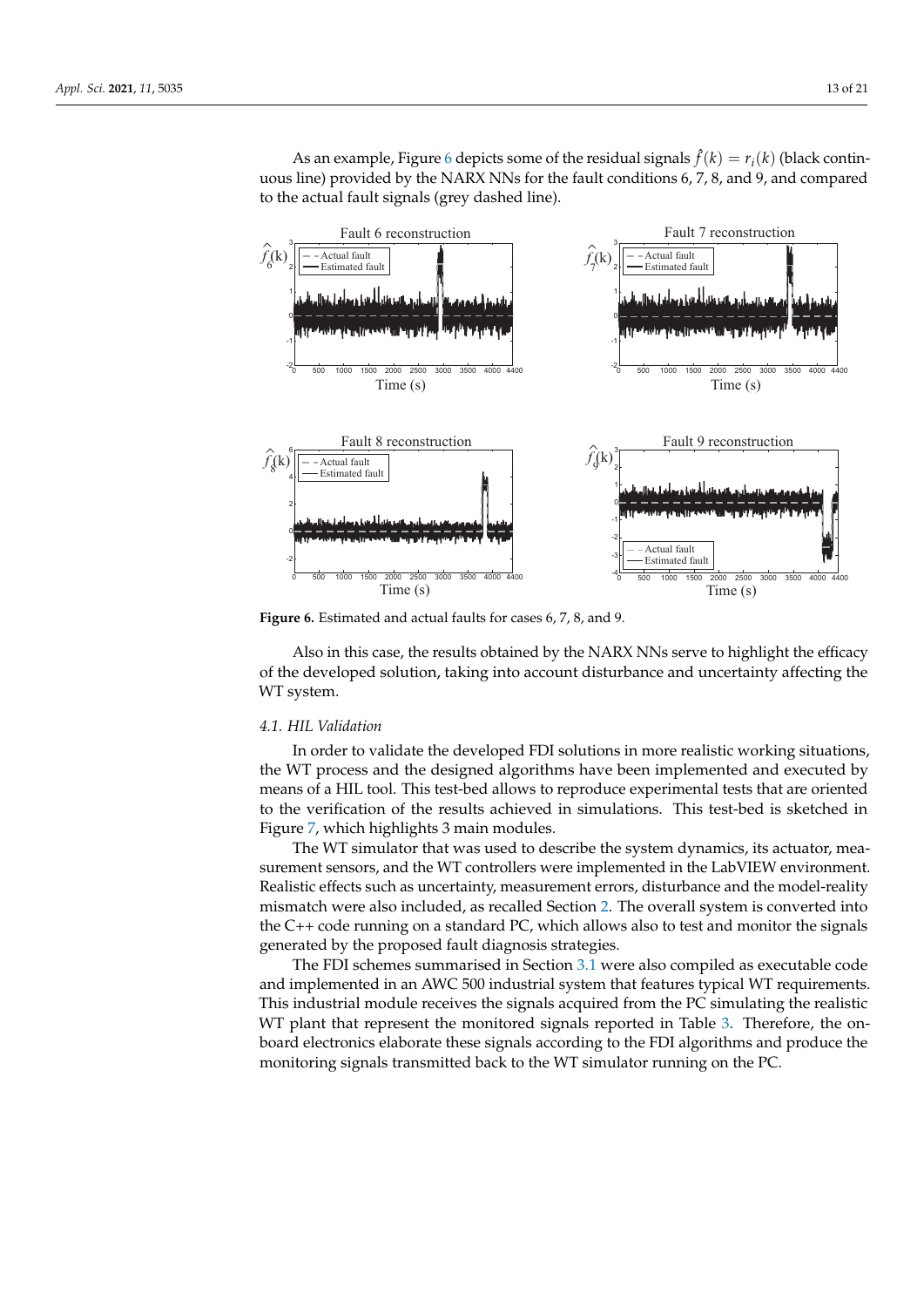As an example, Figure 6 depicts some of the residual signals $\hat{f}(k) = r_i(k)$ (black continuous line) provided by the NARX NNs for the fault conditions 6, 7, 8, and 9, and compared to the actual fault signals (grey dashed line).

**Figure 6.** Estimated and actual faults for cases 6, 7, 8, and 9.

Also in this case, the results obtained by the NARX NNs serve to highlight the efficacy of the developed solution, taking into account disturbance and uncertainty affecting the WT system.

### 4.1. HIL Validation

In order to validate the developed FDI solutions in more realistic working situations, the WT process and the designed algorithms have been implemented and executed by means of a HIL tool. This test-bed allows to reproduce experimental tests that are oriented to the verification of the results achieved in simulations. This test-bed is sketched in Figure 7, which highlights 3 main modules.

The WT simulator that was used to describe the system dynamics, its actuator, measurement sensors, and the WT controllers were implemented in the LabVIEW environment. Realistic effects such as uncertainty, measurement errors, disturbance and the model-reality mismatch were also included, as recalled Section 2. The overall system is converted into the C++ code running on a standard PC, which allows also to test and monitor the signals generated by the proposed fault diagnosis strategies.

The FDI schemes summarised in Section 3.1 were also compiled as executable code and implemented in an AWC 500 industrial system that features typical WT requirements. This industrial module receives the signals acquired from the PC simulating the realistic WT plant that represent the monitored signals reported in Table 3. Therefore, the on-board electronics elaborate these signals according to the FDI algorithms and produce the monitoring signals transmitted back to the WT simulator running on the PC.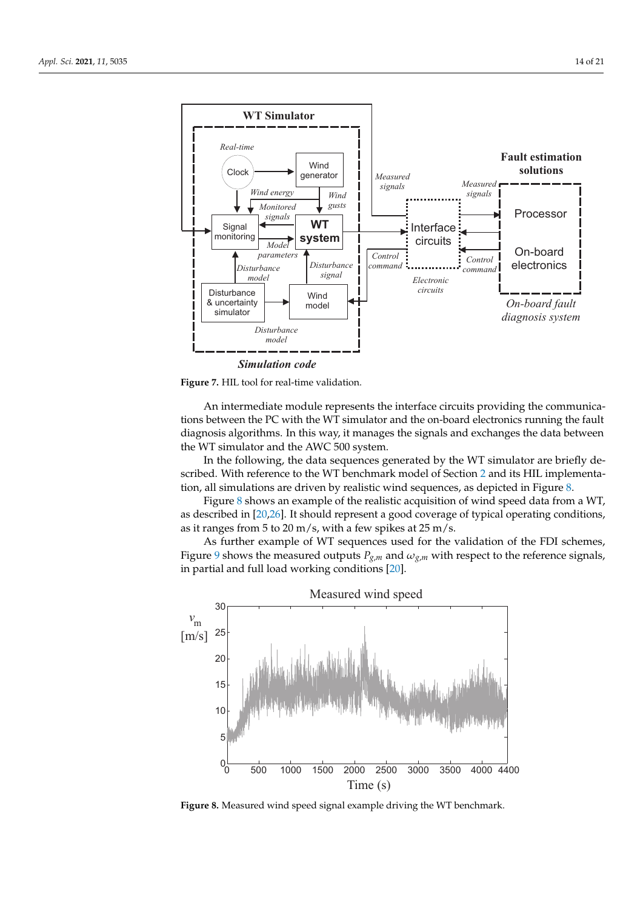**Figure 7.** HIL tool for real-time validation.

An intermediate module represents the interface circuits providing the communications between the PC with the WT simulator and the on-board electronics running the fault diagnosis algorithms. In this way, it manages the signals and exchanges the data between the WT simulator and the AWC 500 system.

In the following, the data sequences generated by the WT simulator are briefly described. With reference to the WT benchmark model of Section 2 and its HIL implementation, all simulations are driven by realistic wind sequences, as depicted in Figure 8.

Figure 8 shows an example of the realistic acquisition of wind speed data from a WT, as described in [20,26]. It should represent a good coverage of typical operating conditions, as it ranges from 5 to 20 m/s, with a few spikes at 25 m/s.

As further example of WT sequences used for the validation of the FDI schemes, Figure 9 shows the measured outputs $P_{g,m}$ and $\omega_{g,m}$ with respect to the reference signals, in partial and full load working conditions [20].

**Figure 8.** Measured wind speed signal example driving the WT benchmark.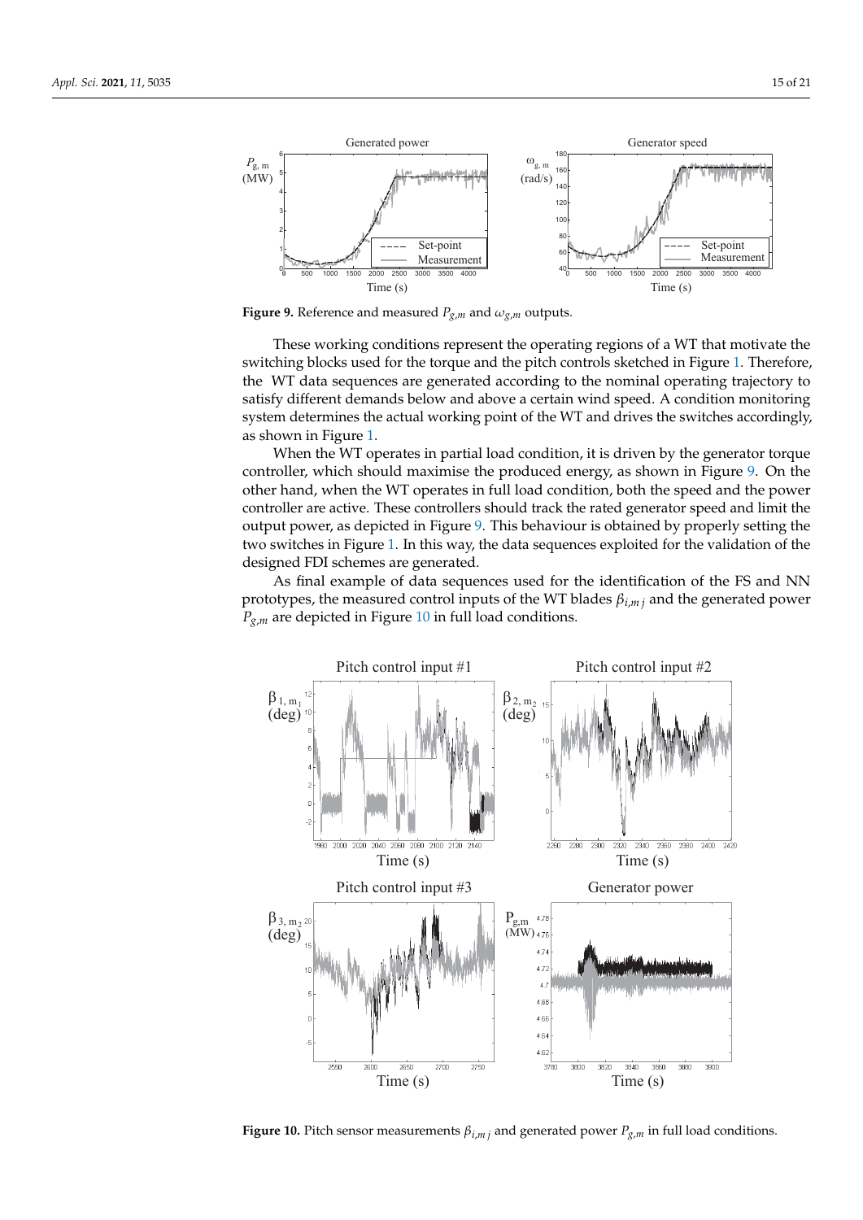**Figure 9.** Reference and measured $P_{g,m}$ and $\omega_{g,m}$ outputs.

These working conditions represent the operating regions of a WT that motivate the switching blocks used for the torque and the pitch controls sketched in Figure 1. Therefore, the WT data sequences are generated according to the nominal operating trajectory to satisfy different demands below and above a certain wind speed. A condition monitoring system determines the actual working point of the WT and drives the switches accordingly, as shown in Figure 1.

When the WT operates in partial load condition, it is driven by the generator torque controller, which should maximise the produced energy, as shown in Figure 9. On the other hand, when the WT operates in full load condition, both the speed and the power controller are active. These controllers should track the rated generator speed and limit the output power, as depicted in Figure 9. This behaviour is obtained by properly setting the two switches in Figure 1. In this way, the data sequences exploited for the validation of the designed FDI schemes are generated.

As final example of data sequences used for the identification of the FS and NN prototypes, the measured control inputs of the WT blades $\beta_{i,m\,j}$ and the generated power $P_{g,m}$ are depicted in Figure 10 in full load conditions.

**Figure 10.** Pitch sensor measurements $\beta_{i,m\,j}$ and generated power $P_{g,m}$ in full load conditions.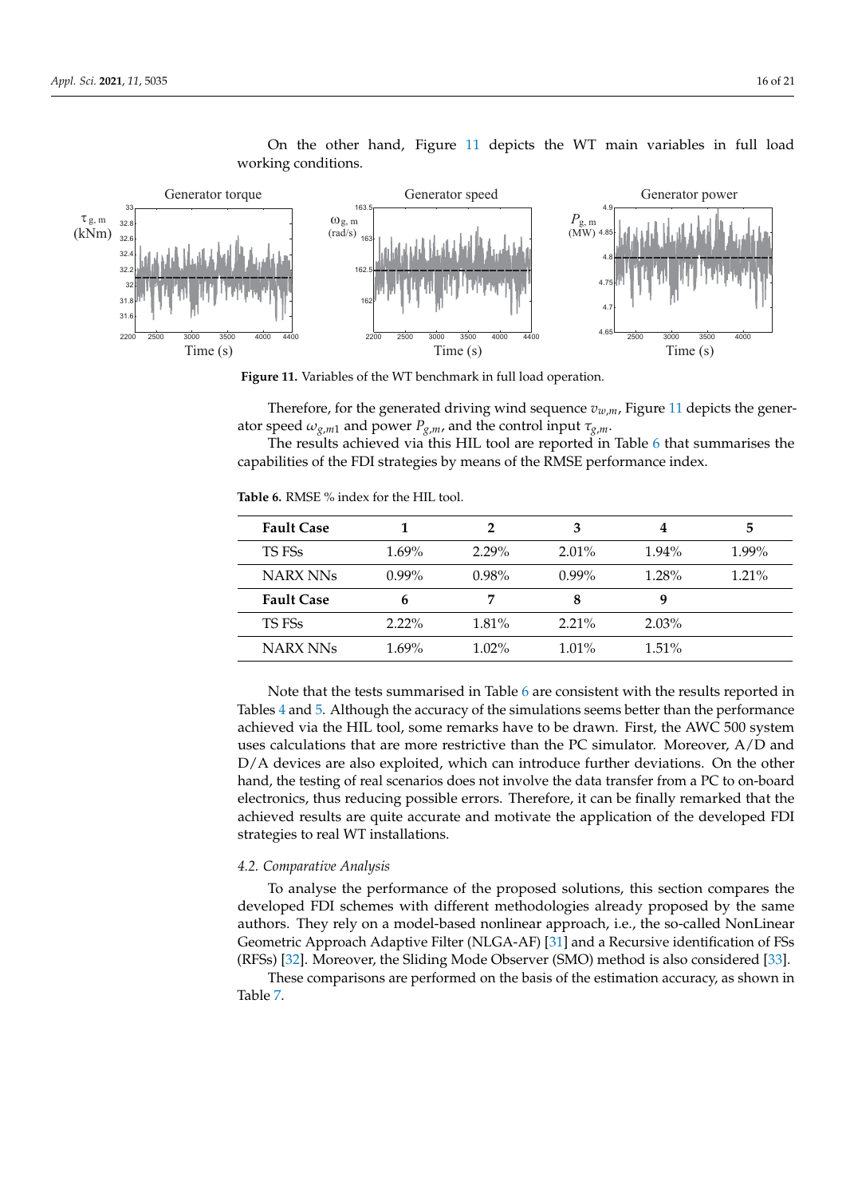On the other hand, Figure 11 depicts the WT main variables in full load working conditions.

**Figure 11.** Variables of the WT benchmark in full load operation.

Therefore, for the generated driving wind sequence $v_{w,m}$, Figure 11 depicts the generator speed $\omega_{g,m1}$ and power $P_{g,m}$, and the control input $\tau_{g,m}$.

The results achieved via this HIL tool are reported in Table 6 that summarises the capabilities of the FDI strategies by means of the RMSE performance index.

**Table 6.** RMSE % index for the HIL tool.

| **Fault Case** | **1** | **2** | **3** | **4** | **5** |
|---|---|---|---|---|---|
| TS FSs | 1.69% | 2.29% | 2.01% | 1.94% | 1.99% |
| NARX NNs | 0.99% | 0.98% | 0.99% | 1.28% | 1.21% |
| **Fault Case** | **6** | **7** | **8** | **9** | |
| TS FSs | 2.22% | 1.81% | 2.21% | 2.03% | |
| NARX NNs | 1.69% | 1.02% | 1.01% | 1.51% | |

Note that the tests summarised in Table 6 are consistent with the results reported in Tables 4 and 5. Although the accuracy of the simulations seems better than the performance achieved via the HIL tool, some remarks have to be drawn. First, the AWC 500 system uses calculations that are more restrictive than the PC simulator. Moreover, A/D and D/A devices are also exploited, which can introduce further deviations. On the other hand, the testing of real scenarios does not involve the data transfer from a PC to on-board electronics, thus reducing possible errors. Therefore, it can be finally remarked that the achieved results are quite accurate and motivate the application of the developed FDI strategies to real WT installations.

### 4.2. Comparative Analysis

To analyse the performance of the proposed solutions, this section compares the developed FDI schemes with different methodologies already proposed by the same authors. They rely on a model-based nonlinear approach, i.e., the so-called NonLinear Geometric Approach Adaptive Filter (NLGA-AF) [31] and a Recursive identification of FSs (RFSs) [32]. Moreover, the Sliding Mode Observer (SMO) method is also considered [33].

These comparisons are performed on the basis of the estimation accuracy, as shown in Table 7.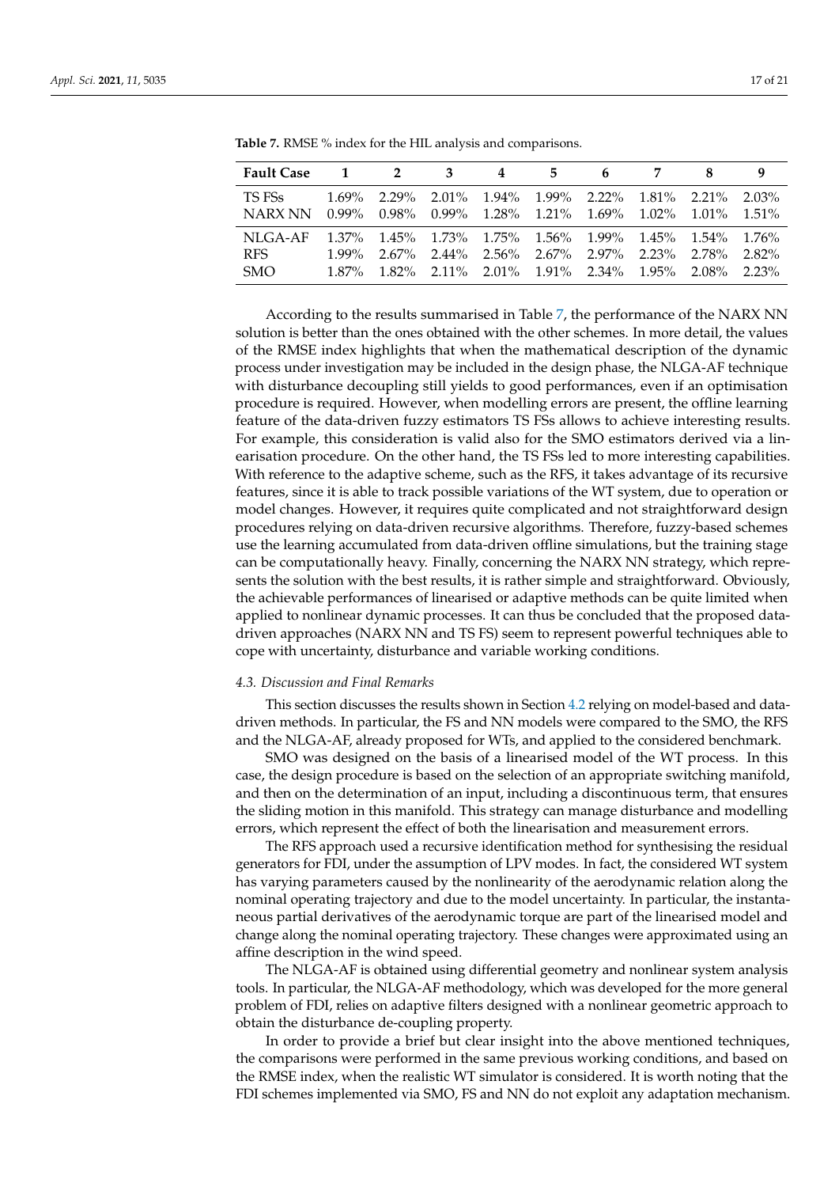**Table 7.** RMSE % index for the HIL analysis and comparisons.

| Fault Case | 1 | 2 | 3 | 4 | 5 | 6 | 7 | 8 | 9 |
|---|---|---|---|---|---|---|---|---|---|
| TS FSs | 1.69% | 2.29% | 2.01% | 1.94% | 1.99% | 2.22% | 1.81% | 2.21% | 2.03% |
| NARX NN | 0.99% | 0.98% | 0.99% | 1.28% | 1.21% | 1.69% | 1.02% | 1.01% | 1.51% |
| NLGA-AF | 1.37% | 1.45% | 1.73% | 1.75% | 1.56% | 1.99% | 1.45% | 1.54% | 1.76% |
| RFS | 1.99% | 2.67% | 2.44% | 2.56% | 2.67% | 2.97% | 2.23% | 2.78% | 2.82% |
| SMO | 1.87% | 1.82% | 2.11% | 2.01% | 1.91% | 2.34% | 1.95% | 2.08% | 2.23% |

According to the results summarised in Table 7, the performance of the NARX NN solution is better than the ones obtained with the other schemes. In more detail, the values of the RMSE index highlights that when the mathematical description of the dynamic process under investigation may be included in the design phase, the NLGA-AF technique with disturbance decoupling still yields to good performances, even if an optimisation procedure is required. However, when modelling errors are present, the offline learning feature of the data-driven fuzzy estimators TS FSs allows to achieve interesting results. For example, this consideration is valid also for the SMO estimators derived via a linearisation procedure. On the other hand, the TS FSs led to more interesting capabilities. With reference to the adaptive scheme, such as the RFS, it takes advantage of its recursive features, since it is able to track possible variations of the WT system, due to operation or model changes. However, it requires quite complicated and not straightforward design procedures relying on data-driven recursive algorithms. Therefore, fuzzy-based schemes use the learning accumulated from data-driven offline simulations, but the training stage can be computationally heavy. Finally, concerning the NARX NN strategy, which represents the solution with the best results, it is rather simple and straightforward. Obviously, the achievable performances of linearised or adaptive methods can be quite limited when applied to nonlinear dynamic processes. It can thus be concluded that the proposed data-driven approaches (NARX NN and TS FS) seem to represent powerful techniques able to cope with uncertainty, disturbance and variable working conditions.

### *4.3. Discussion and Final Remarks*

This section discusses the results shown in Section 4.2 relying on model-based and data-driven methods. In particular, the FS and NN models were compared to the SMO, the RFS and the NLGA-AF, already proposed for WTs, and applied to the considered benchmark.

SMO was designed on the basis of a linearised model of the WT process. In this case, the design procedure is based on the selection of an appropriate switching manifold, and then on the determination of an input, including a discontinuous term, that ensures the sliding motion in this manifold. This strategy can manage disturbance and modelling errors, which represent the effect of both the linearisation and measurement errors.

The RFS approach used a recursive identification method for synthesising the residual generators for FDI, under the assumption of LPV modes. In fact, the considered WT system has varying parameters caused by the nonlinearity of the aerodynamic relation along the nominal operating trajectory and due to the model uncertainty. In particular, the instantaneous partial derivatives of the aerodynamic torque are part of the linearised model and change along the nominal operating trajectory. These changes were approximated using an affine description in the wind speed.

The NLGA-AF is obtained using differential geometry and nonlinear system analysis tools. In particular, the NLGA-AF methodology, which was developed for the more general problem of FDI, relies on adaptive filters designed with a nonlinear geometric approach to obtain the disturbance de-coupling property.

In order to provide a brief but clear insight into the above mentioned techniques, the comparisons were performed in the same previous working conditions, and based on the RMSE index, when the realistic WT simulator is considered. It is worth noting that the FDI schemes implemented via SMO, FS and NN do not exploit any adaptation mechanism.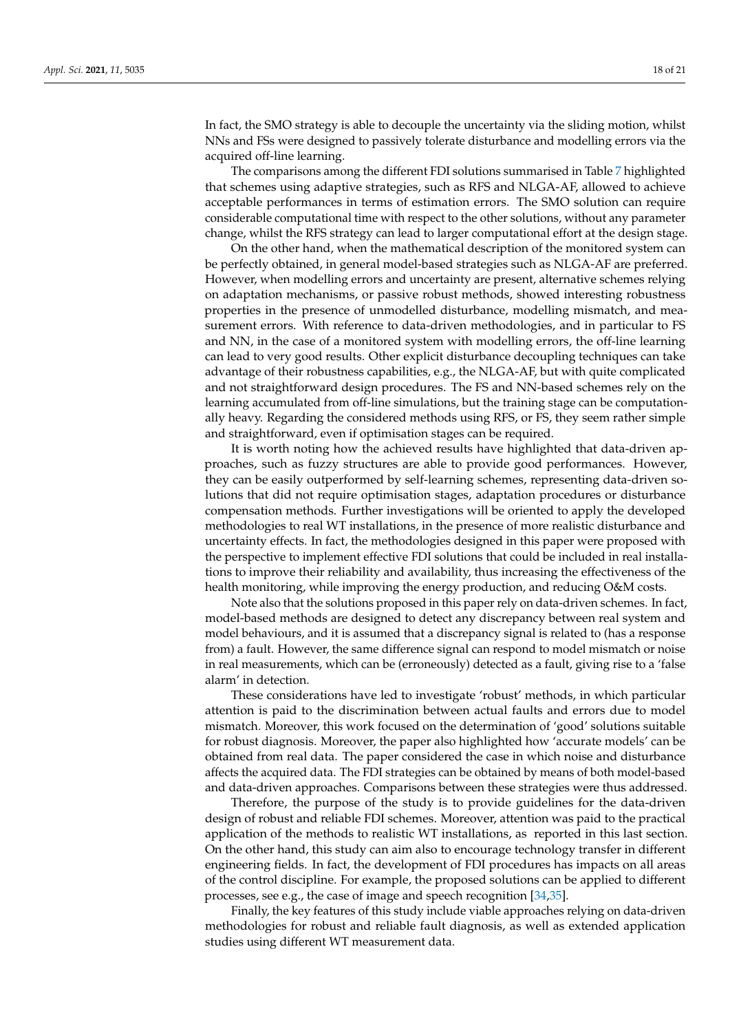In fact, the SMO strategy is able to decouple the uncertainty via the sliding motion, whilst NNs and FSs were designed to passively tolerate disturbance and modelling errors via the acquired off-line learning.

The comparisons among the different FDI solutions summarised in Table 7 highlighted that schemes using adaptive strategies, such as RFS and NLGA-AF, allowed to achieve acceptable performances in terms of estimation errors. The SMO solution can require considerable computational time with respect to the other solutions, without any parameter change, whilst the RFS strategy can lead to larger computational effort at the design stage.

On the other hand, when the mathematical description of the monitored system can be perfectly obtained, in general model-based strategies such as NLGA-AF are preferred. However, when modelling errors and uncertainty are present, alternative schemes relying on adaptation mechanisms, or passive robust methods, showed interesting robustness properties in the presence of unmodelled disturbance, modelling mismatch, and measurement errors. With reference to data-driven methodologies, and in particular to FS and NN, in the case of a monitored system with modelling errors, the off-line learning can lead to very good results. Other explicit disturbance decoupling techniques can take advantage of their robustness capabilities, e.g., the NLGA-AF, but with quite complicated and not straightforward design procedures. The FS and NN-based schemes rely on the learning accumulated from off-line simulations, but the training stage can be computationally heavy. Regarding the considered methods using RFS, or FS, they seem rather simple and straightforward, even if optimisation stages can be required.

It is worth noting how the achieved results have highlighted that data-driven approaches, such as fuzzy structures are able to provide good performances. However, they can be easily outperformed by self-learning schemes, representing data-driven solutions that did not require optimisation stages, adaptation procedures or disturbance compensation methods. Further investigations will be oriented to apply the developed methodologies to real WT installations, in the presence of more realistic disturbance and uncertainty effects. In fact, the methodologies designed in this paper were proposed with the perspective to implement effective FDI solutions that could be included in real installations to improve their reliability and availability, thus increasing the effectiveness of the health monitoring, while improving the energy production, and reducing O&M costs.

Note also that the solutions proposed in this paper rely on data-driven schemes. In fact, model-based methods are designed to detect any discrepancy between real system and model behaviours, and it is assumed that a discrepancy signal is related to (has a response from) a fault. However, the same difference signal can respond to model mismatch or noise in real measurements, which can be (erroneously) detected as a fault, giving rise to a 'false alarm' in detection.

These considerations have led to investigate 'robust' methods, in which particular attention is paid to the discrimination between actual faults and errors due to model mismatch. Moreover, this work focused on the determination of 'good' solutions suitable for robust diagnosis. Moreover, the paper also highlighted how 'accurate models' can be obtained from real data. The paper considered the case in which noise and disturbance affects the acquired data. The FDI strategies can be obtained by means of both model-based and data-driven approaches. Comparisons between these strategies were thus addressed.

Therefore, the purpose of the study is to provide guidelines for the data-driven design of robust and reliable FDI schemes. Moreover, attention was paid to the practical application of the methods to realistic WT installations, as reported in this last section. On the other hand, this study can aim also to encourage technology transfer in different engineering fields. In fact, the development of FDI procedures has impacts on all areas of the control discipline. For example, the proposed solutions can be applied to different processes, see e.g., the case of image and speech recognition [34,35].

Finally, the key features of this study include viable approaches relying on data-driven methodologies for robust and reliable fault diagnosis, as well as extended application studies using different WT measurement data.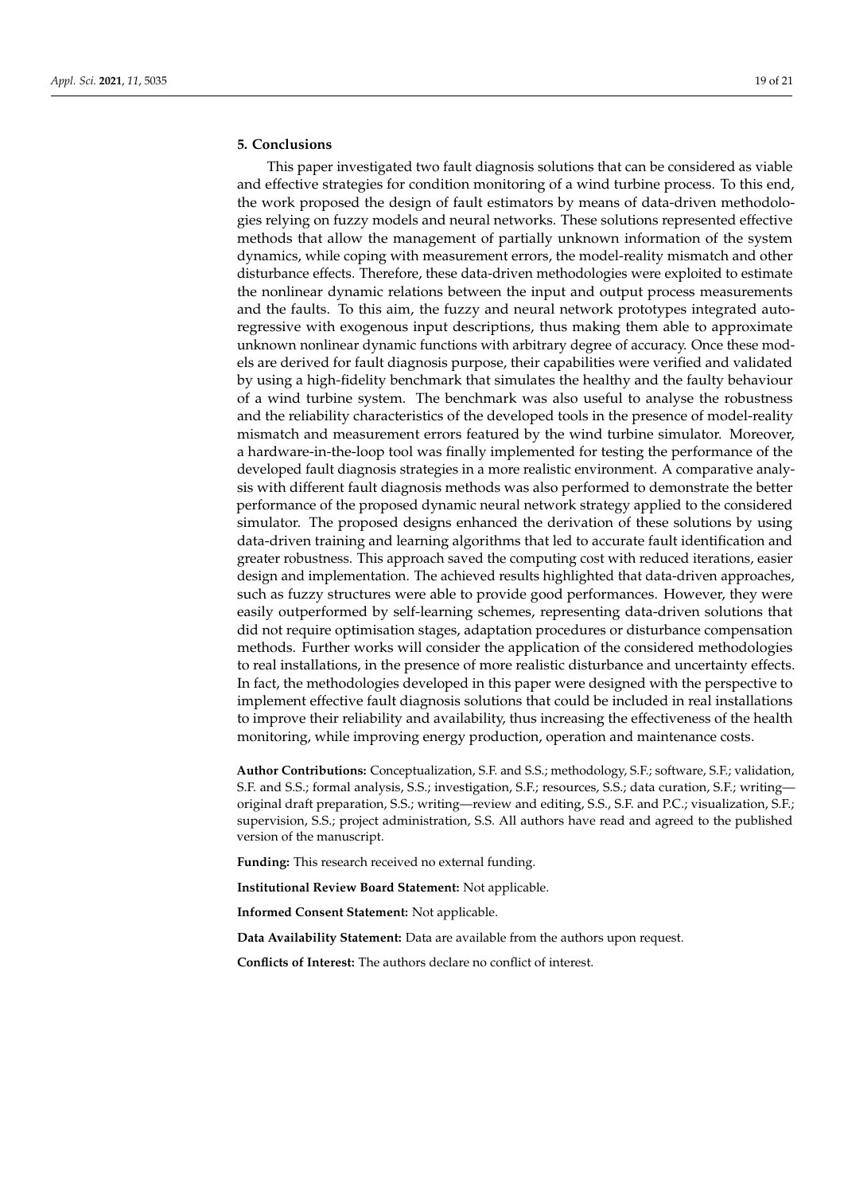## 5. Conclusions

This paper investigated two fault diagnosis solutions that can be considered as viable and effective strategies for condition monitoring of a wind turbine process. To this end, the work proposed the design of fault estimators by means of data-driven methodologies relying on fuzzy models and neural networks. These solutions represented effective methods that allow the management of partially unknown information of the system dynamics, while coping with measurement errors, the model-reality mismatch and other disturbance effects. Therefore, these data-driven methodologies were exploited to estimate the nonlinear dynamic relations between the input and output process measurements and the faults. To this aim, the fuzzy and neural network prototypes integrated auto-regressive with exogenous input descriptions, thus making them able to approximate unknown nonlinear dynamic functions with arbitrary degree of accuracy. Once these models are derived for fault diagnosis purpose, their capabilities were verified and validated by using a high-fidelity benchmark that simulates the healthy and the faulty behaviour of a wind turbine system. The benchmark was also useful to analyse the robustness and the reliability characteristics of the developed tools in the presence of model-reality mismatch and measurement errors featured by the wind turbine simulator. Moreover, a hardware-in-the-loop tool was finally implemented for testing the performance of the developed fault diagnosis strategies in a more realistic environment. A comparative analysis with different fault diagnosis methods was also performed to demonstrate the better performance of the proposed dynamic neural network strategy applied to the considered simulator. The proposed designs enhanced the derivation of these solutions by using data-driven training and learning algorithms that led to accurate fault identification and greater robustness. This approach saved the computing cost with reduced iterations, easier design and implementation. The achieved results highlighted that data-driven approaches, such as fuzzy structures were able to provide good performances. However, they were easily outperformed by self-learning schemes, representing data-driven solutions that did not require optimisation stages, adaptation procedures or disturbance compensation methods. Further works will consider the application of the considered methodologies to real installations, in the presence of more realistic disturbance and uncertainty effects. In fact, the methodologies developed in this paper were designed with the perspective to implement effective fault diagnosis solutions that could be included in real installations to improve their reliability and availability, thus increasing the effectiveness of the health monitoring, while improving energy production, operation and maintenance costs.

**Author Contributions:** Conceptualization, S.F. and S.S.; methodology, S.F.; software, S.F.; validation, S.F. and S.S.; formal analysis, S.S.; investigation, S.F.; resources, S.S.; data curation, S.F.; writing—original draft preparation, S.S.; writing—review and editing, S.S., S.F. and P.C.; visualization, S.F.; supervision, S.S.; project administration, S.S. All authors have read and agreed to the published version of the manuscript.

**Funding:** This research received no external funding.

**Institutional Review Board Statement:** Not applicable.

**Informed Consent Statement:** Not applicable.

**Data Availability Statement:** Data are available from the authors upon request.

**Conflicts of Interest:** The authors declare no conflict of interest.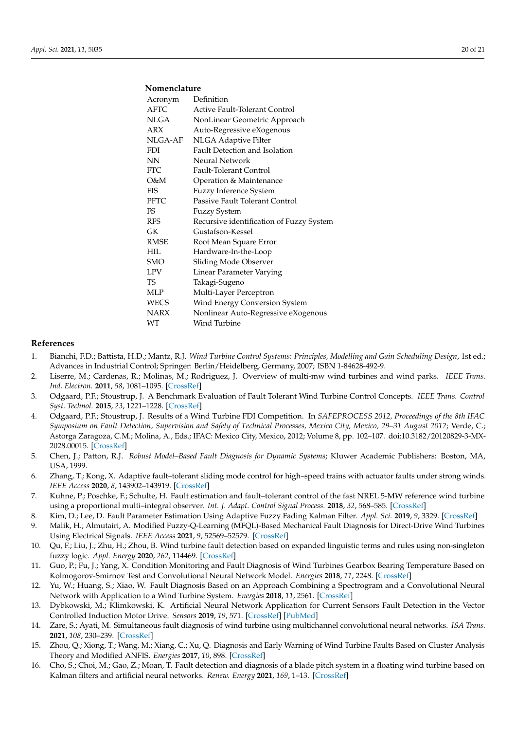## Nomenclature

| Acronym | Definition |
| --- | --- |
| AFTC | Active Fault-Tolerant Control |
| NLGA | NonLinear Geometric Approach |
| ARX | Auto-Regressive eXogenous |
| NLGA-AF | NLGA Adaptive Filter |
| FDI | Fault Detection and Isolation |
| NN | Neural Network |
| FTC | Fault-Tolerant Control |
| O&M | Operation & Maintenance |
| FIS | Fuzzy Inference System |
| PFTC | Passive Fault Tolerant Control |
| FS | Fuzzy System |
| RFS | Recursive identification of Fuzzy System |
| GK | Gustafson-Kessel |
| RMSE | Root Mean Square Error |
| HIL | Hardware-In-the-Loop |
| SMO | Sliding Mode Observer |
| LPV | Linear Parameter Varying |
| TS | Takagi-Sugeno |
| MLP | Multi-Layer Perceptron |
| WECS | Wind Energy Conversion System |
| NARX | Nonlinear Auto-Regressive eXogenous |
| WT | Wind Turbine |

## References

1. Bianchi, F.D.; Battista, H.D.; Mantz, R.J. *Wind Turbine Control Systems: Principles, Modelling and Gain Scheduling Design*, 1st ed.; Advances in Industrial Control; Springer: Berlin/Heidelberg, Germany, 2007; ISBN 1-84628-492-9.
2. Liserre, M.; Cardenas, R.; Molinas, M.; Rodriguez, J. Overview of multi-mw wind turbines and wind parks. *IEEE Trans. Ind. Electron.* **2011**, *58*, 1081–1095. [CrossRef]
3. Odgaard, P.F.; Stoustrup, J. A Benchmark Evaluation of Fault Tolerant Wind Turbine Control Concepts. *IEEE Trans. Control Syst. Technol.* **2015**, *23*, 1221–1228. [CrossRef]
4. Odgaard, P.F.; Stoustrup, J. Results of a Wind Turbine FDI Competition. In *SAFEPROCESS 2012, Proceedings of the 8th IFAC Symposium on Fault Detection, Supervision and Safety of Technical Processes, Mexico City, Mexico, 29–31 August 2012*; Verde, C.; Astorga Zaragoza, C.M.; Molina, A., Eds.; IFAC: Mexico City, Mexico, 2012; Volume 8, pp. 102–107. doi:10.3182/20120829-3-MX-2028.00015. [CrossRef]
5. Chen, J.; Patton, R.J. *Robust Model–Based Fault Diagnosis for Dynamic Systems*; Kluwer Academic Publishers: Boston, MA, USA, 1999.
6. Zhang, T.; Kong, X. Adaptive fault–tolerant sliding mode control for high–speed trains with actuator faults under strong winds. *IEEE Access* **2020**, *8*, 143902–143919. [CrossRef]
7. Kuhne, P.; Poschke, F.; Schulte, H. Fault estimation and fault–tolerant control of the fast NREL 5-MW reference wind turbine using a proportional multi–integral observer. *Int. J. Adapt. Control Signal Process.* **2018**, *32*, 568–585. [CrossRef]
8. Kim, D.; Lee, D. Fault Parameter Estimation Using Adaptive Fuzzy Fading Kalman Filter. *Appl. Sci.* **2019**, *9*, 3329. [CrossRef]
9. Malik, H.; Almutairi, A. Modified Fuzzy-Q-Learning (MFQL)-Based Mechanical Fault Diagnosis for Direct-Drive Wind Turbines Using Electrical Signals. *IEEE Access* **2021**, *9*, 52569–52579. [CrossRef]
10. Qu, F.; Liu, J.; Zhu, H.; Zhou, B. Wind turbine fault detection based on expanded linguistic terms and rules using non-singleton fuzzy logic. *Appl. Energy* **2020**, *262*, 114469. [CrossRef]
11. Guo, P.; Fu, J.; Yang, X. Condition Monitoring and Fault Diagnosis of Wind Turbines Gearbox Bearing Temperature Based on Kolmogorov-Smirnov Test and Convolutional Neural Network Model. *Energies* **2018**, *11*, 2248. [CrossRef]
12. Yu, W.; Huang, S.; Xiao, W. Fault Diagnosis Based on an Approach Combining a Spectrogram and a Convolutional Neural Network with Application to a Wind Turbine System. *Energies* **2018**, *11*, 2561. [CrossRef]
13. Dybkowski, M.; Klimkowski, K. Artificial Neural Network Application for Current Sensors Fault Detection in the Vector Controlled Induction Motor Drive. *Sensors* **2019**, *19*, 571. [CrossRef] [PubMed]
14. Zare, S.; Ayati, M. Simultaneous fault diagnosis of wind turbine using multichannel convolutional neural networks. *ISA Trans.* **2021**, *108*, 230–239. [CrossRef]
15. Zhou, Q.; Xiong, T.; Wang, M.; Xiang, C.; Xu, Q. Diagnosis and Early Warning of Wind Turbine Faults Based on Cluster Analysis Theory and Modified ANFIS. *Energies* **2017**, *10*, 898. [CrossRef]
16. Cho, S.; Choi, M.; Gao, Z.; Moan, T. Fault detection and diagnosis of a blade pitch system in a floating wind turbine based on Kalman filters and artificial neural networks. *Renew. Energy* **2021**, *169*, 1–13. [CrossRef]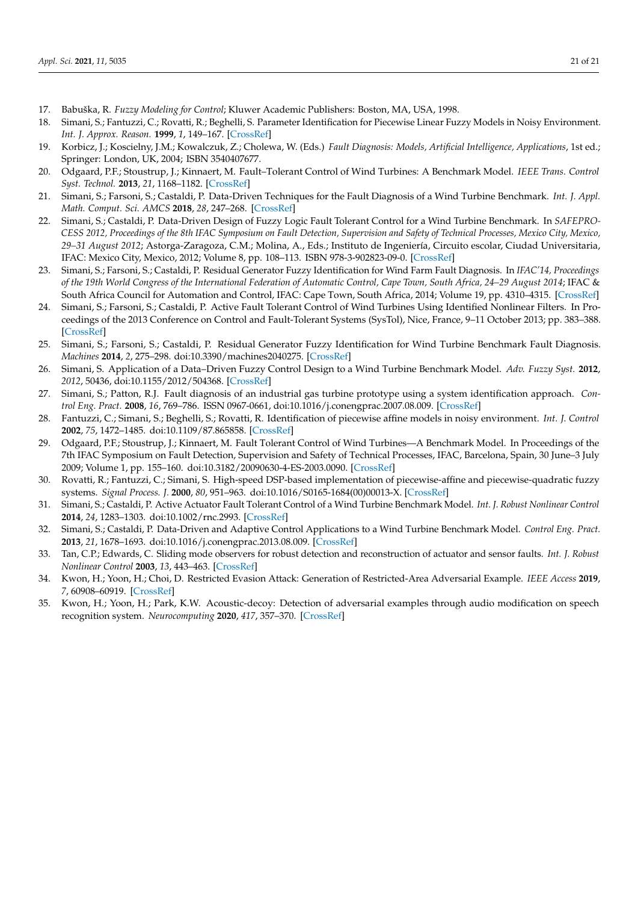17. Babuška, R. *Fuzzy Modeling for Control*; Kluwer Academic Publishers: Boston, MA, USA, 1998.
18. Simani, S.; Fantuzzi, C.; Rovatti, R.; Beghelli, S. Parameter Identification for Piecewise Linear Fuzzy Models in Noisy Environment. *Int. J. Approx. Reason.* **1999**, *1*, 149–167. [CrossRef]
19. Korbicz, J.; Koscielny, J.M.; Kowalczuk, Z.; Cholewa, W. (Eds.) *Fault Diagnosis: Models, Artificial Intelligence, Applications*, 1st ed.; Springer: London, UK, 2004; ISBN 3540407677.
20. Odgaard, P.F.; Stoustrup, J.; Kinnaert, M. Fault–Tolerant Control of Wind Turbines: A Benchmark Model. *IEEE Trans. Control Syst. Technol.* **2013**, *21*, 1168–1182. [CrossRef]
21. Simani, S.; Farsoni, S.; Castaldi, P. Data-Driven Techniques for the Fault Diagnosis of a Wind Turbine Benchmark. *Int. J. Appl. Math. Comput. Sci. AMCS* **2018**, *28*, 247–268. [CrossRef]
22. Simani, S.; Castaldi, P. Data-Driven Design of Fuzzy Logic Fault Tolerant Control for a Wind Turbine Benchmark. In *SAFEPROCESS 2012, Proceedings of the 8th IFAC Symposium on Fault Detection, Supervision and Safety of Technical Processes, Mexico City, Mexico, 29–31 August 2012*; Astorga-Zaragoza, C.M.; Molina, A., Eds.; Instituto de Ingeniería, Circuito escolar, Ciudad Universitaria, IFAC: Mexico City, Mexico, 2012; Volume 8, pp. 108–113. ISBN 978-3-902823-09-0. [CrossRef]
23. Simani, S.; Farsoni, S.; Castaldi, P. Residual Generator Fuzzy Identification for Wind Farm Fault Diagnosis. In *IFAC'14, Proceedings of the 19th World Congress of the International Federation of Automatic Control, Cape Town, South Africa, 24–29 August 2014*; IFAC & South Africa Council for Automation and Control, IFAC: Cape Town, South Africa, 2014; Volume 19, pp. 4310–4315. [CrossRef]
24. Simani, S.; Farsoni, S.; Castaldi, P. Active Fault Tolerant Control of Wind Turbines Using Identified Nonlinear Filters. In Proceedings of the 2013 Conference on Control and Fault-Tolerant Systems (SysTol), Nice, France, 9–11 October 2013; pp. 383–388. [CrossRef]
25. Simani, S.; Farsoni, S.; Castaldi, P. Residual Generator Fuzzy Identification for Wind Turbine Benchmark Fault Diagnosis. *Machines* **2014**, *2*, 275–298. doi:10.3390/machines2040275. [CrossRef]
26. Simani, S. Application of a Data–Driven Fuzzy Control Design to a Wind Turbine Benchmark Model. *Adv. Fuzzy Syst.* **2012**, *2012*, 50436, doi:10.1155/2012/504368. [CrossRef]
27. Simani, S.; Patton, R.J. Fault diagnosis of an industrial gas turbine prototype using a system identification approach. *Control Eng. Pract.* **2008**, *16*, 769–786. ISSN 0967-0661, doi:10.1016/j.conengprac.2007.08.009. [CrossRef]
28. Fantuzzi, C.; Simani, S.; Beghelli, S.; Rovatti, R. Identification of piecewise affine models in noisy environment. *Int. J. Control* **2002**, *75*, 1472–1485. doi:10.1109/87.865858. [CrossRef]
29. Odgaard, P.F.; Stoustrup, J.; Kinnaert, M. Fault Tolerant Control of Wind Turbines—A Benchmark Model. In Proceedings of the 7th IFAC Symposium on Fault Detection, Supervision and Safety of Technical Processes, IFAC, Barcelona, Spain, 30 June–3 July 2009; Volume 1, pp. 155–160. doi:10.3182/20090630-4-ES-2003.0090. [CrossRef]
30. Rovatti, R.; Fantuzzi, C.; Simani, S. High-speed DSP-based implementation of piecewise-affine and piecewise-quadratic fuzzy systems. *Signal Process. J.* **2000**, *80*, 951–963. doi:10.1016/S0165-1684(00)00013-X. [CrossRef]
31. Simani, S.; Castaldi, P. Active Actuator Fault Tolerant Control of a Wind Turbine Benchmark Model. *Int. J. Robust Nonlinear Control* **2014**, *24*, 1283–1303. doi:10.1002/rnc.2993. [CrossRef]
32. Simani, S.; Castaldi, P. Data-Driven and Adaptive Control Applications to a Wind Turbine Benchmark Model. *Control Eng. Pract.* **2013**, *21*, 1678–1693. doi:10.1016/j.conengprac.2013.08.009. [CrossRef]
33. Tan, C.P.; Edwards, C. Sliding mode observers for robust detection and reconstruction of actuator and sensor faults. *Int. J. Robust Nonlinear Control* **2003**, *13*, 443–463. [CrossRef]
34. Kwon, H.; Yoon, H.; Choi, D. Restricted Evasion Attack: Generation of Restricted-Area Adversarial Example. *IEEE Access* **2019**, *7*, 60908–60919. [CrossRef]
35. Kwon, H.; Yoon, H.; Park, K.W. Acoustic-decoy: Detection of adversarial examples through audio modification on speech recognition system. *Neurocomputing* **2020**, *417*, 357–370. [CrossRef]